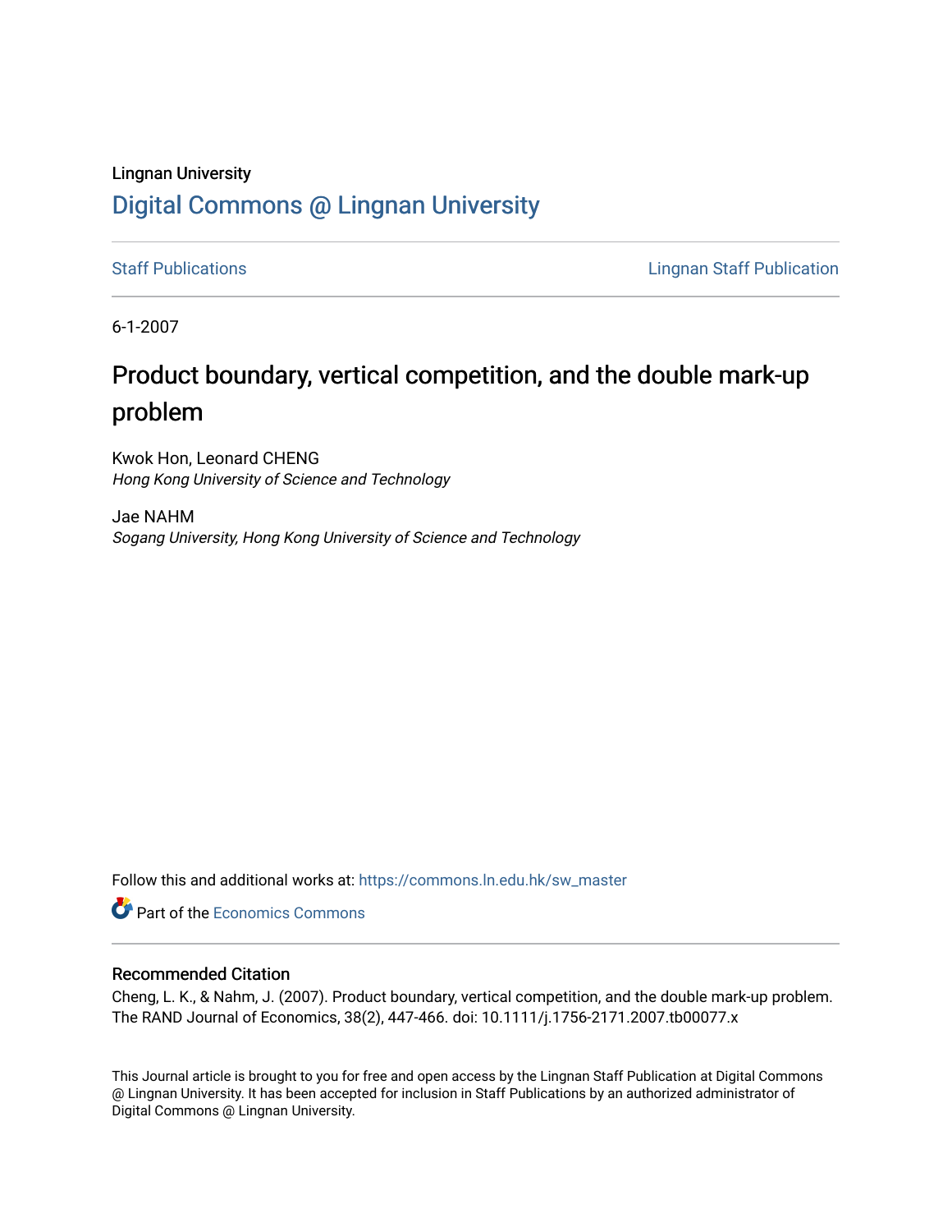Lingnan University

# Digital Commons @ Lingnan University

Staff Publications | Lingnan Staff Publication

6-1-2007

## Product boundary, vertical competition, and the double mark-up problem

Kwok Hon, Leonard CHENG
*Hong Kong University of Science and Technology*

Jae NAHM
*Sogang University, Hong Kong University of Science and Technology*

Follow this and additional works at: https://commons.ln.edu.hk/sw_master

Part of the Economics Commons

### Recommended Citation

Cheng, L. K., & Nahm, J. (2007). Product boundary, vertical competition, and the double mark-up problem. The RAND Journal of Economics, 38(2), 447-466. doi: 10.1111/j.1756-2171.2007.tb00077.x

This Journal article is brought to you for free and open access by the Lingnan Staff Publication at Digital Commons @ Lingnan University. It has been accepted for inclusion in Staff Publications by an authorized administrator of Digital Commons @ Lingnan University.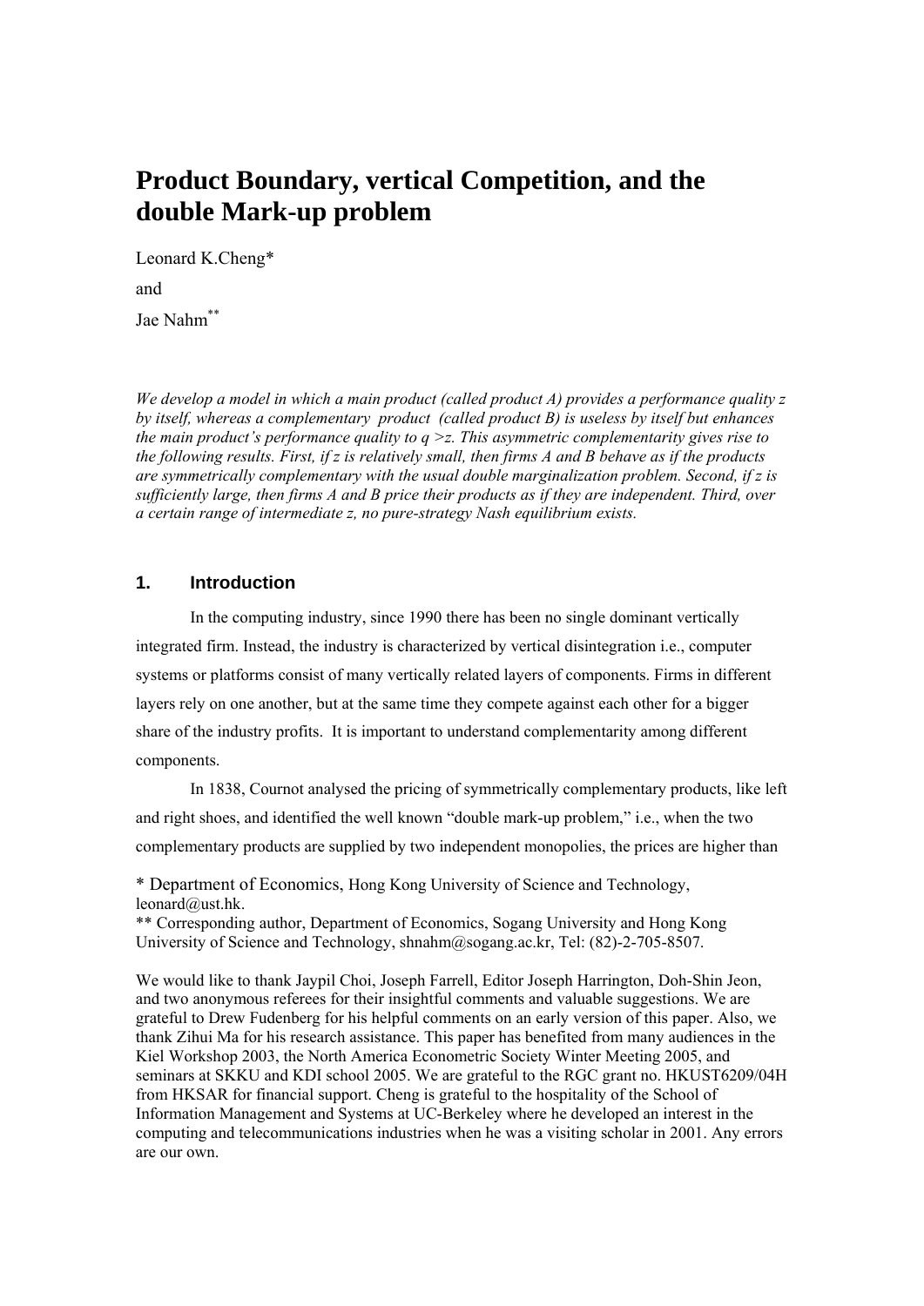# Product Boundary, vertical Competition, and the double Mark-up problem

Leonard K.Cheng*

and

Jae Nahm**

*We develop a model in which a main product (called product A) provides a performance quality z by itself, whereas a complementary product (called product B) is useless by itself but enhances the main product's performance quality to q >z. This asymmetric complementarity gives rise to the following results. First, if z is relatively small, then firms A and B behave as if the products are symmetrically complementary with the usual double marginalization problem. Second, if z is sufficiently large, then firms A and B price their products as if they are independent. Third, over a certain range of intermediate z, no pure-strategy Nash equilibrium exists.*

## 1. Introduction

In the computing industry, since 1990 there has been no single dominant vertically integrated firm. Instead, the industry is characterized by vertical disintegration i.e., computer systems or platforms consist of many vertically related layers of components. Firms in different layers rely on one another, but at the same time they compete against each other for a bigger share of the industry profits. It is important to understand complementarity among different components.

In 1838, Cournot analysed the pricing of symmetrically complementary products, like left and right shoes, and identified the well known "double mark-up problem," i.e., when the two complementary products are supplied by two independent monopolies, the prices are higher than

\* Department of Economics, Hong Kong University of Science and Technology, leonard@ust.hk.

\*\* Corresponding author, Department of Economics, Sogang University and Hong Kong University of Science and Technology, shnahm@sogang.ac.kr, Tel: (82)-2-705-8507.

We would like to thank Jaypil Choi, Joseph Farrell, Editor Joseph Harrington, Doh-Shin Jeon, and two anonymous referees for their insightful comments and valuable suggestions. We are grateful to Drew Fudenberg for his helpful comments on an early version of this paper. Also, we thank Zihui Ma for his research assistance. This paper has benefited from many audiences in the Kiel Workshop 2003, the North America Econometric Society Winter Meeting 2005, and seminars at SKKU and KDI school 2005. We are grateful to the RGC grant no. HKUST6209/04H from HKSAR for financial support. Cheng is grateful to the hospitality of the School of Information Management and Systems at UC-Berkeley where he developed an interest in the computing and telecommunications industries when he was a visiting scholar in 2001. Any errors are our own.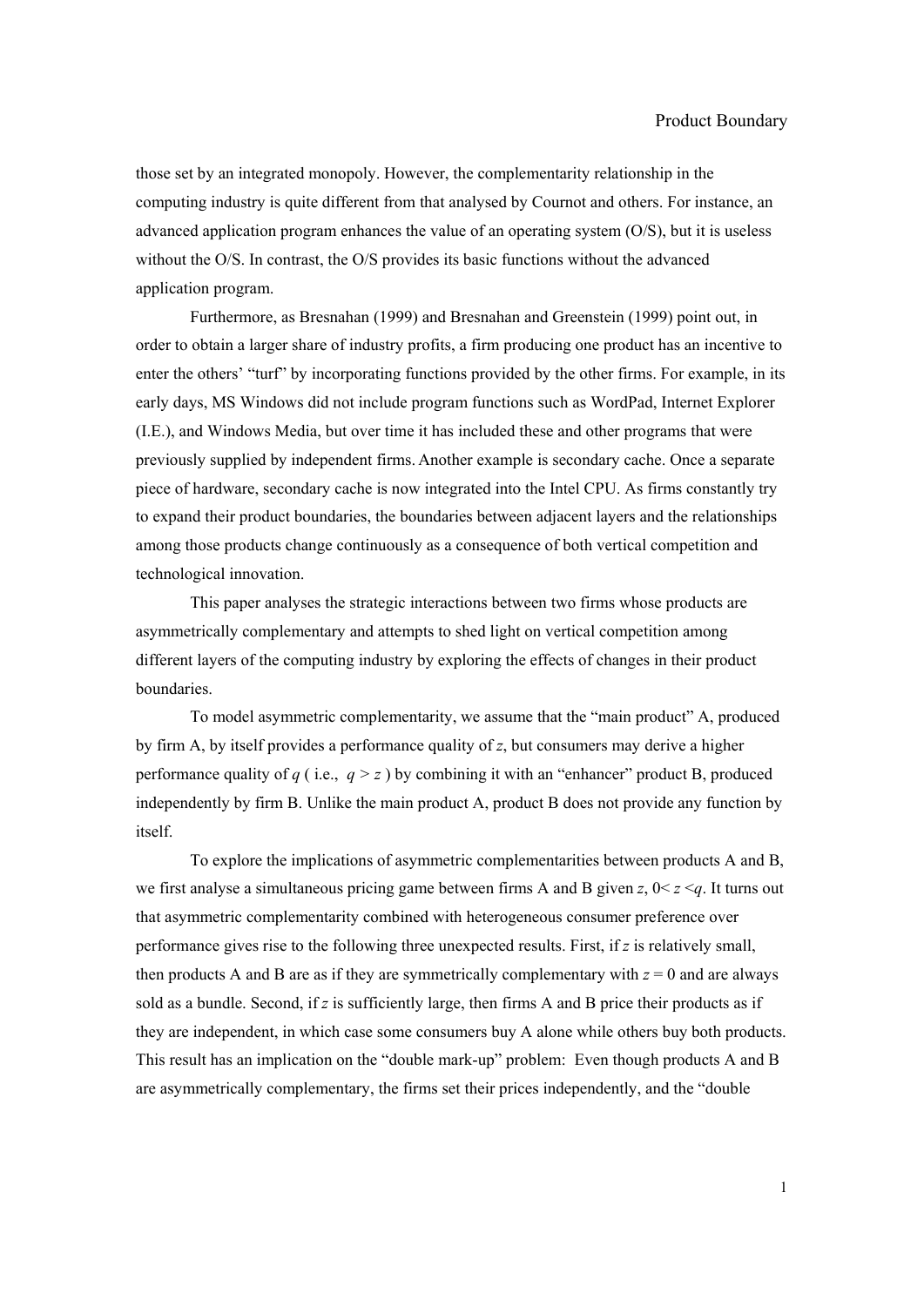those set by an integrated monopoly. However, the complementarity relationship in the computing industry is quite different from that analysed by Cournot and others. For instance, an advanced application program enhances the value of an operating system (O/S), but it is useless without the O/S. In contrast, the O/S provides its basic functions without the advanced application program.

Furthermore, as Bresnahan (1999) and Bresnahan and Greenstein (1999) point out, in order to obtain a larger share of industry profits, a firm producing one product has an incentive to enter the others' "turf" by incorporating functions provided by the other firms. For example, in its early days, MS Windows did not include program functions such as WordPad, Internet Explorer (I.E.), and Windows Media, but over time it has included these and other programs that were previously supplied by independent firms. Another example is secondary cache. Once a separate piece of hardware, secondary cache is now integrated into the Intel CPU. As firms constantly try to expand their product boundaries, the boundaries between adjacent layers and the relationships among those products change continuously as a consequence of both vertical competition and technological innovation.

This paper analyses the strategic interactions between two firms whose products are asymmetrically complementary and attempts to shed light on vertical competition among different layers of the computing industry by exploring the effects of changes in their product boundaries.

To model asymmetric complementarity, we assume that the "main product" A, produced by firm A, by itself provides a performance quality of $z$, but consumers may derive a higher performance quality of $q$ ( i.e., $q > z$ ) by combining it with an "enhancer" product B, produced independently by firm B. Unlike the main product A, product B does not provide any function by itself.

To explore the implications of asymmetric complementarities between products A and B, we first analyse a simultaneous pricing game between firms A and B given $z$, $0 < z < q$. It turns out that asymmetric complementarity combined with heterogeneous consumer preference over performance gives rise to the following three unexpected results. First, if $z$ is relatively small, then products A and B are as if they are symmetrically complementary with $z = 0$ and are always sold as a bundle. Second, if $z$ is sufficiently large, then firms A and B price their products as if they are independent, in which case some consumers buy A alone while others buy both products. This result has an implication on the "double mark-up" problem: Even though products A and B are asymmetrically complementary, the firms set their prices independently, and the "double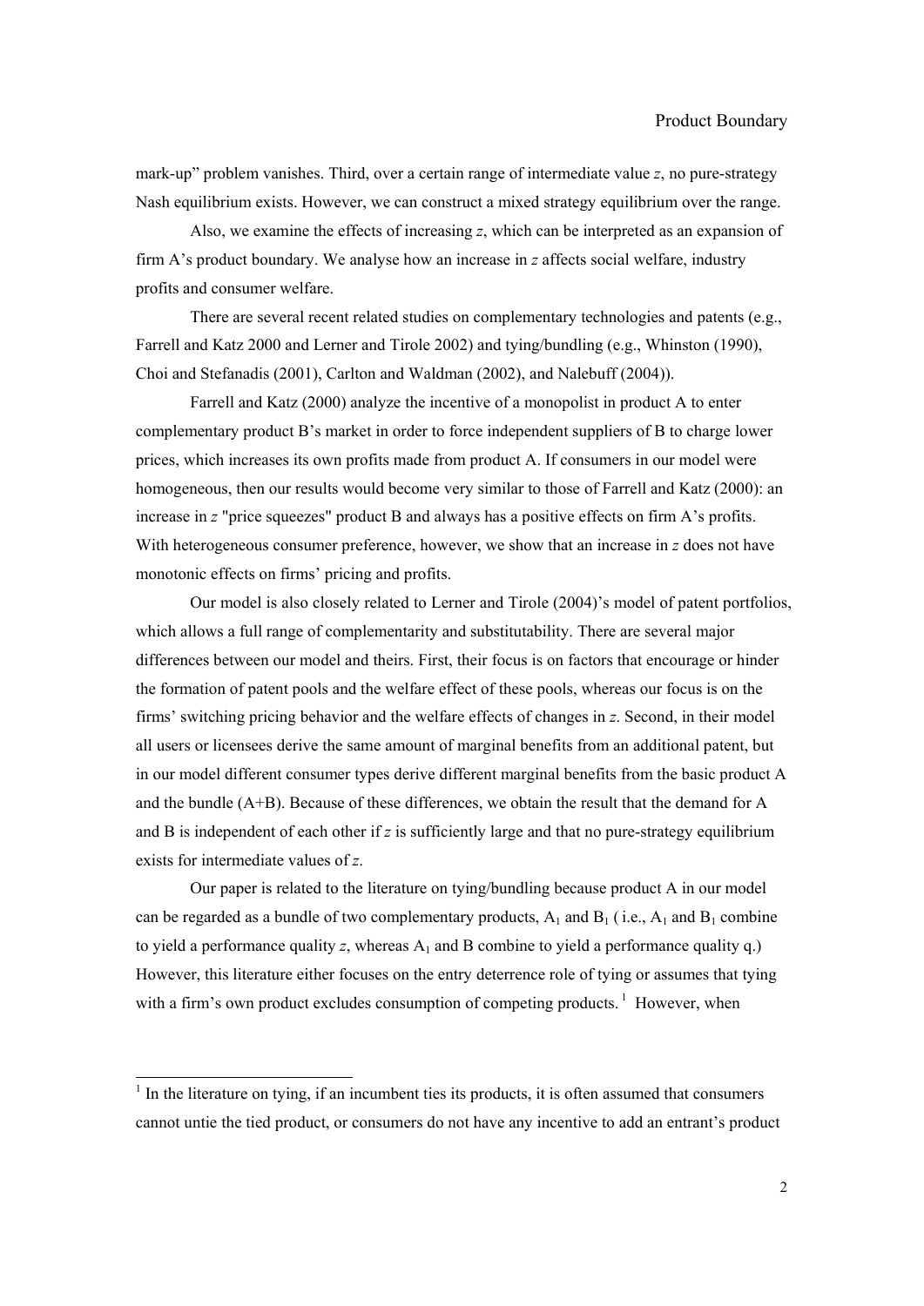mark-up" problem vanishes. Third, over a certain range of intermediate value $z$, no pure-strategy Nash equilibrium exists. However, we can construct a mixed strategy equilibrium over the range.

Also, we examine the effects of increasing $z$, which can be interpreted as an expansion of firm A's product boundary. We analyse how an increase in $z$ affects social welfare, industry profits and consumer welfare.

There are several recent related studies on complementary technologies and patents (e.g., Farrell and Katz 2000 and Lerner and Tirole 2002) and tying/bundling (e.g., Whinston (1990), Choi and Stefanadis (2001), Carlton and Waldman (2002), and Nalebuff (2004)).

Farrell and Katz (2000) analyze the incentive of a monopolist in product A to enter complementary product B's market in order to force independent suppliers of B to charge lower prices, which increases its own profits made from product A. If consumers in our model were homogeneous, then our results would become very similar to those of Farrell and Katz (2000): an increase in $z$ "price squeezes" product B and always has a positive effects on firm A's profits. With heterogeneous consumer preference, however, we show that an increase in $z$ does not have monotonic effects on firms' pricing and profits.

Our model is also closely related to Lerner and Tirole (2004)'s model of patent portfolios, which allows a full range of complementarity and substitutability. There are several major differences between our model and theirs. First, their focus is on factors that encourage or hinder the formation of patent pools and the welfare effect of these pools, whereas our focus is on the firms' switching pricing behavior and the welfare effects of changes in $z$. Second, in their model all users or licensees derive the same amount of marginal benefits from an additional patent, but in our model different consumer types derive different marginal benefits from the basic product A and the bundle (A+B). Because of these differences, we obtain the result that the demand for A and B is independent of each other if $z$ is sufficiently large and that no pure-strategy equilibrium exists for intermediate values of $z$.

Our paper is related to the literature on tying/bundling because product A in our model can be regarded as a bundle of two complementary products, $A_1$ and $B_1$ ( i.e., $A_1$ and $B_1$ combine to yield a performance quality $z$, whereas $A_1$ and B combine to yield a performance quality q.) However, this literature either focuses on the entry deterrence role of tying or assumes that tying with a firm's own product excludes consumption of competing products.[1] However, when

[1] In the literature on tying, if an incumbent ties its products, it is often assumed that consumers cannot untie the tied product, or consumers do not have any incentive to add an entrant's product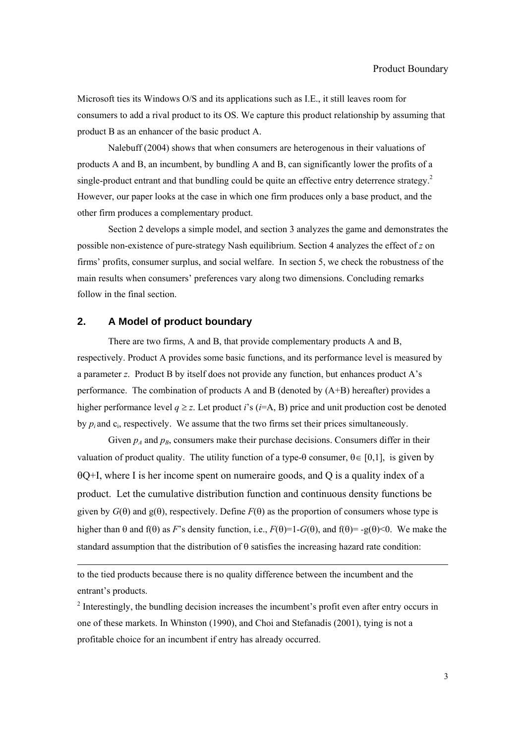Microsoft ties its Windows O/S and its applications such as I.E., it still leaves room for consumers to add a rival product to its OS. We capture this product relationship by assuming that product B as an enhancer of the basic product A.

Nalebuff (2004) shows that when consumers are heterogenous in their valuations of products A and B, an incumbent, by bundling A and B, can significantly lower the profits of a single-product entrant and that bundling could be quite an effective entry deterrence strategy.[2] However, our paper looks at the case in which one firm produces only a base product, and the other firm produces a complementary product.

Section 2 develops a simple model, and section 3 analyzes the game and demonstrates the possible non-existence of pure-strategy Nash equilibrium. Section 4 analyzes the effect of $z$ on firms' profits, consumer surplus, and social welfare. In section 5, we check the robustness of the main results when consumers' preferences vary along two dimensions. Concluding remarks follow in the final section.

## 2. A Model of product boundary

There are two firms, A and B, that provide complementary products A and B, respectively. Product A provides some basic functions, and its performance level is measured by a parameter $z$. Product B by itself does not provide any function, but enhances product A's performance. The combination of products A and B (denoted by (A+B) hereafter) provides a higher performance level $q \geq z$. Let product $i$'s ($i$=A, B) price and unit production cost be denoted by $p_i$ and $c_i$, respectively. We assume that the two firms set their prices simultaneously.

Given $p_A$ and $p_B$, consumers make their purchase decisions. Consumers differ in their valuation of product quality. The utility function of a type-$\theta$ consumer, $\theta \in [0,1]$, is given by $\theta Q + I$, where I is her income spent on numeraire goods, and Q is a quality index of a product. Let the cumulative distribution function and continuous density functions be given by $G(\theta)$ and $g(\theta)$, respectively. Define $F(\theta)$ as the proportion of consumers whose type is higher than $\theta$ and $f(\theta)$ as $F$'s density function, i.e., $F(\theta)=1-G(\theta)$, and $f(\theta)= -g(\theta)<0$. We make the standard assumption that the distribution of $\theta$ satisfies the increasing hazard rate condition:

---

to the tied products because there is no quality difference between the incumbent and the entrant's products.

[2] Interestingly, the bundling decision increases the incumbent's profit even after entry occurs in one of these markets. In Whinston (1990), and Choi and Stefanadis (2001), tying is not a profitable choice for an incumbent if entry has already occurred.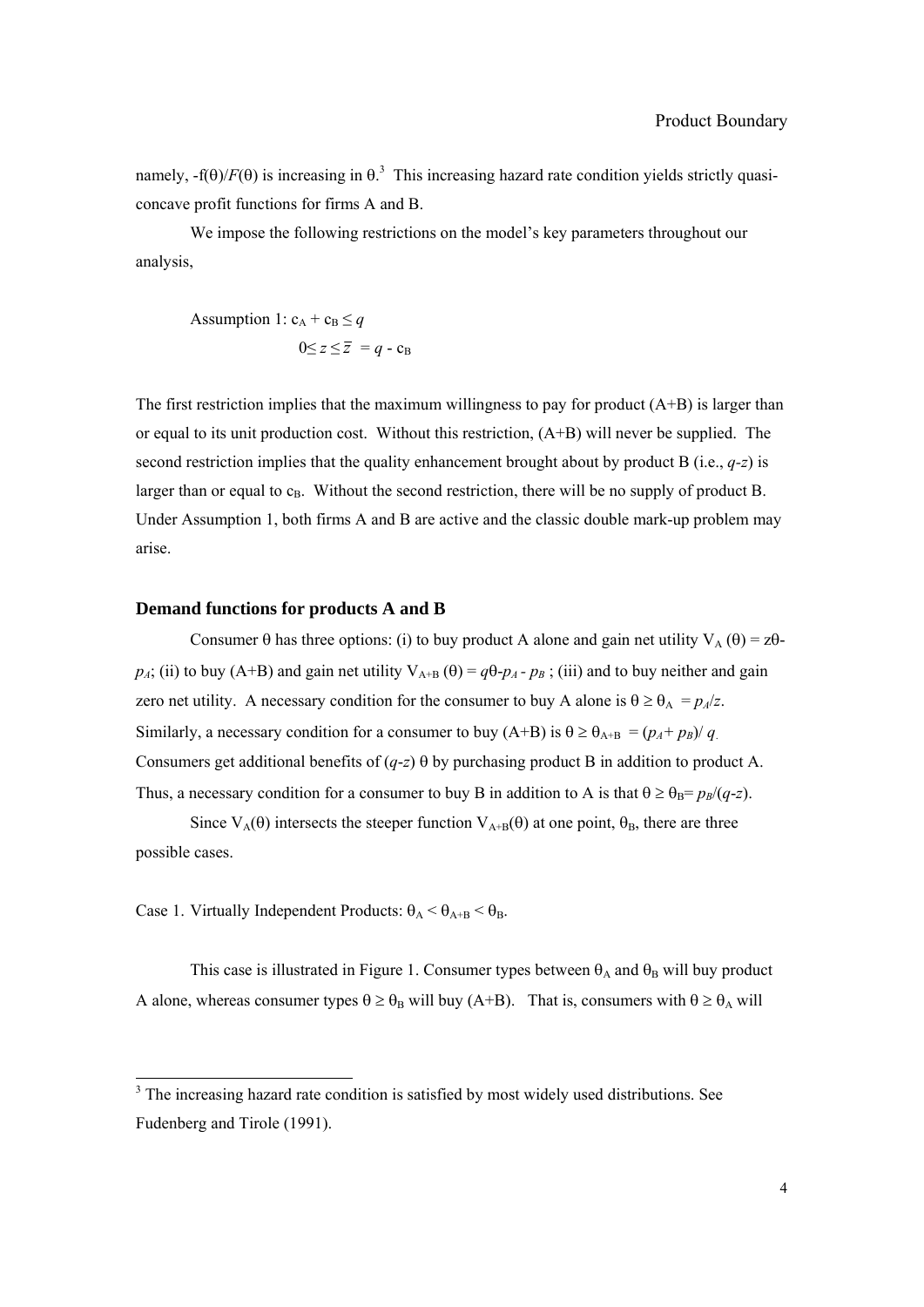namely, $-f(\theta)/F(\theta)$ is increasing in $\theta$.[3] This increasing hazard rate condition yields strictly quasi-concave profit functions for firms A and B.

We impose the following restrictions on the model's key parameters throughout our analysis,

$$\text{Assumption 1: } c_A + c_B \leq q$$
$$0 \leq z \leq \bar{z} = q - c_B$$

The first restriction implies that the maximum willingness to pay for product (A+B) is larger than or equal to its unit production cost. Without this restriction, (A+B) will never be supplied. The second restriction implies that the quality enhancement brought about by product B (i.e., $q$-$z$) is larger than or equal to $c_B$. Without the second restriction, there will be no supply of product B. Under Assumption 1, both firms A and B are active and the classic double mark-up problem may arise.

### Demand functions for products A and B

Consumer $\theta$ has three options: (i) to buy product A alone and gain net utility $V_A(\theta) = z\theta - p_A$; (ii) to buy (A+B) and gain net utility $V_{A+B}(\theta) = q\theta - p_A - p_B$; (iii) and to buy neither and gain zero net utility. A necessary condition for the consumer to buy A alone is $\theta \geq \theta_A = p_A/z$. Similarly, a necessary condition for a consumer to buy (A+B) is $\theta \geq \theta_{A+B} = (p_A + p_B)/q$. Consumers get additional benefits of $(q-z)\theta$ by purchasing product B in addition to product A. Thus, a necessary condition for a consumer to buy B in addition to A is that $\theta \geq \theta_B = p_B/(q-z)$.

Since $V_A(\theta)$ intersects the steeper function $V_{A+B}(\theta)$ at one point, $\theta_B$, there are three possible cases.

Case 1. Virtually Independent Products: $\theta_A < \theta_{A+B} < \theta_B$.

This case is illustrated in Figure 1. Consumer types between $\theta_A$ and $\theta_B$ will buy product A alone, whereas consumer types $\theta \geq \theta_B$ will buy (A+B). That is, consumers with $\theta \geq \theta_A$ will

[3] The increasing hazard rate condition is satisfied by most widely used distributions. See Fudenberg and Tirole (1991).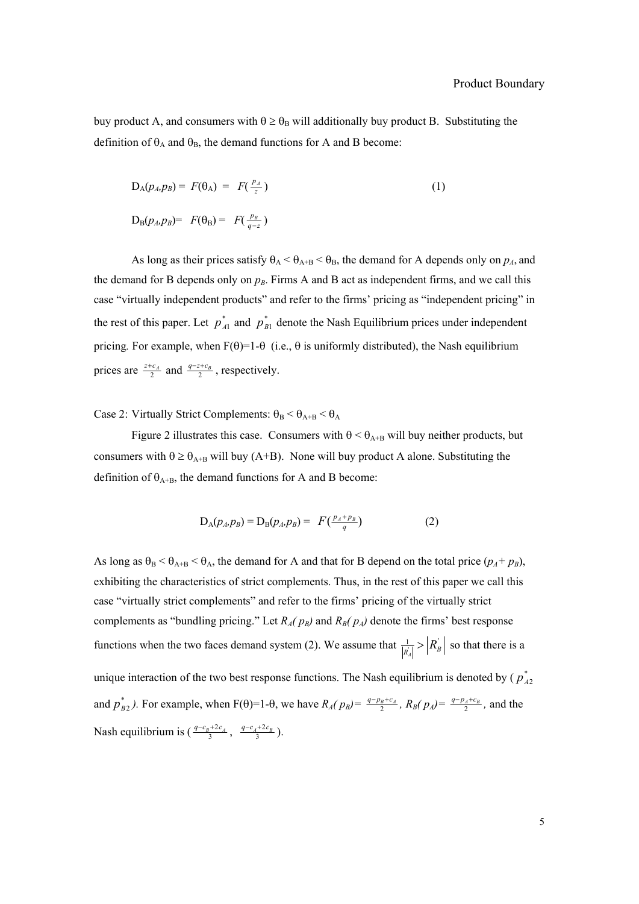buy product A, and consumers with $\theta \geq \theta_B$ will additionally buy product B. Substituting the definition of $\theta_A$ and $\theta_B$, the demand functions for A and B become:

$$D_A(p_A,p_B) = F(\theta_A) = F(\tfrac{p_A}{z}) \tag{1}$$

$$D_B(p_A,p_B) = F(\theta_B) = F(\tfrac{p_B}{q-z})$$

As long as their prices satisfy $\theta_A < \theta_{A+B} < \theta_B$, the demand for A depends only on $p_A$, and the demand for B depends only on $p_B$. Firms A and B act as independent firms, and we call this case "virtually independent products" and refer to the firms' pricing as "independent pricing" in the rest of this paper. Let $p^*_{A1}$ and $p^*_{B1}$ denote the Nash Equilibrium prices under independent pricing. For example, when $F(\theta)=1-\theta$ (i.e., $\theta$ is uniformly distributed), the Nash equilibrium prices are $\frac{z+c_A}{2}$ and $\frac{q-z+c_B}{2}$, respectively.

Case 2: Virtually Strict Complements: $\theta_B < \theta_{A+B} < \theta_A$

Figure 2 illustrates this case. Consumers with $\theta < \theta_{A+B}$ will buy neither products, but consumers with $\theta \geq \theta_{A+B}$ will buy (A+B). None will buy product A alone. Substituting the definition of $\theta_{A+B}$, the demand functions for A and B become:

$$D_A(p_A,p_B) = D_B(p_A,p_B) = F(\tfrac{p_A+p_B}{q}) \tag{2}$$

As long as $\theta_B < \theta_{A+B} < \theta_A$, the demand for A and that for B depend the total price ($p_A + p_B$), exhibiting the characteristics of strict complements. Thus, in the rest of this paper we call this case "virtually strict complements" and refer to the firms' pricing of the virtually strict complements as "bundling pricing." Let $R_A(p_B)$ and $R_B(p_A)$ denote the firms' best response functions when the two faces demand system (2). We assume that $\frac{1}{|R'_A|} > |R'_B|$ so that there is a unique interaction of the two best response functions. The Nash equilibrium is denoted by ($p^*_{A2}$ and $p^*_{B2}$). For example, when $F(\theta)=1-\theta$, we have $R_A(p_B) = \frac{q-p_B+c_A}{2}$, $R_B(p_A) = \frac{q-p_A+c_B}{2}$, and the Nash equilibrium is ($\frac{q-c_B+2c_A}{3}$, $\frac{q-c_A+2c_B}{3}$).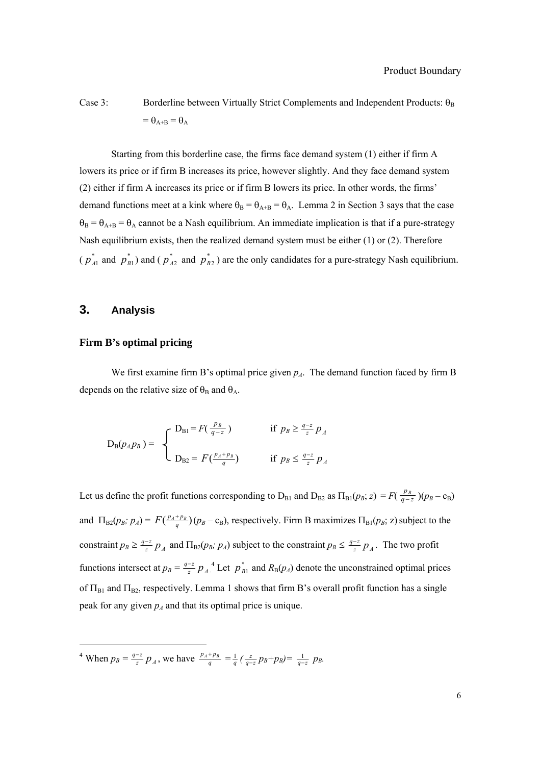Case 3: Borderline between Virtually Strict Complements and Independent Products: $\theta_B = \theta_{A+B} = \theta_A$

Starting from this borderline case, the firms face demand system (1) either if firm A lowers its price or if firm B increases its price, however slightly. And they face demand system (2) either if firm A increases its price or if firm B lowers its price. In other words, the firms' demand functions meet at a kink where $\theta_B = \theta_{A+B} = \theta_A$. Lemma 2 in Section 3 says that the case $\theta_B = \theta_{A+B} = \theta_A$ cannot be a Nash equilibrium. An immediate implication is that if a pure-strategy Nash equilibrium exists, then the realized demand system must be either (1) or (2). Therefore ($p^*_{A1}$ and $p^*_{B1}$) and ($p^*_{A2}$ and $p^*_{B2}$) are the only candidates for a pure-strategy Nash equilibrium.

## 3. Analysis

### Firm B's optimal pricing

We first examine firm B's optimal price given $p_A$. The demand function faced by firm B depends on the relative size of $\theta_B$ and $\theta_A$.

$$
D_B(p_A, p_B) = \begin{cases} D_{B1} = F\left(\frac{p_B}{q-z}\right) & \text{if } p_B \geq \frac{q-z}{z} p_A \\ D_{B2} = F\left(\frac{p_A + p_B}{q}\right) & \text{if } p_B \leq \frac{q-z}{z} p_A \end{cases}
$$

Let us define the profit functions corresponding to $D_{B1}$ and $D_{B2}$ as $\Pi_{B1}(p_B; z) = F\left(\frac{p_B}{q-z}\right)(p_B - c_B)$ and $\Pi_{B2}(p_B; p_A) = F\left(\frac{p_A+p_B}{q}\right)(p_B - c_B)$, respectively. Firm B maximizes $\Pi_{B1}(p_B; z)$ subject to the constraint $p_B \geq \frac{q-z}{z} p_A$ and $\Pi_{B2}(p_B; p_A)$ subject to the constraint $p_B \leq \frac{q-z}{z} p_A$. The two profit functions intersect at $p_B = \frac{q-z}{z} p_A$.[4] Let $p^*_{B1}$ and $R_B(p_A)$ denote the unconstrained optimal prices of $\Pi_{B1}$ and $\Pi_{B2}$, respectively. Lemma 1 shows that firm B's overall profit function has a single peak for any given $p_A$ and that its optimal price is unique.

[4] When $p_B = \frac{q-z}{z} p_A$, we have $\frac{p_A + p_B}{q} = \frac{1}{q}\left(\frac{z}{q-z} p_B + p_B\right) = \frac{1}{q-z} p_B$.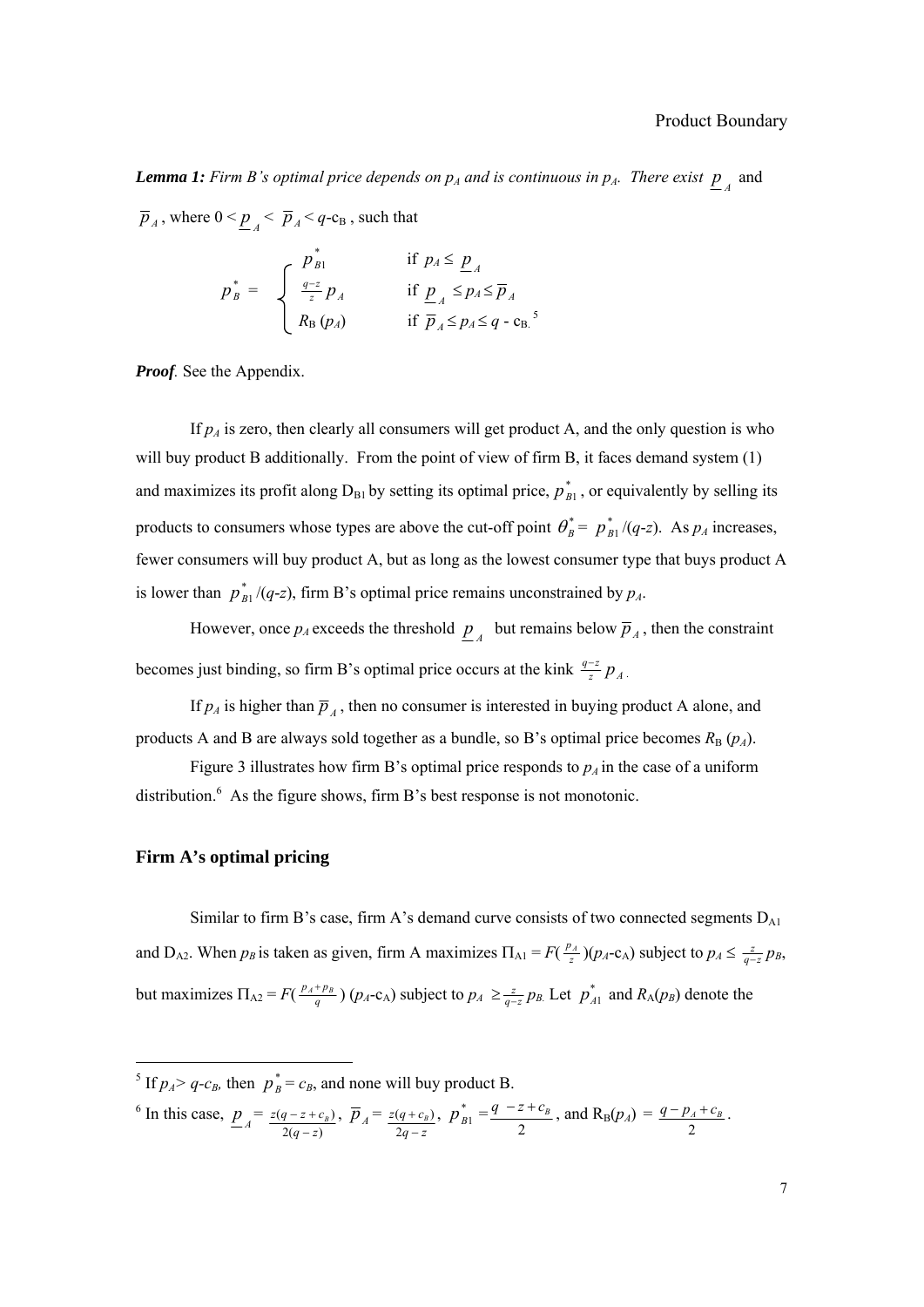***Lemma 1:*** *Firm B's optimal price depends on $p_A$ and is continuous in $p_A$. There exist* $\underline{p}_A$ and $\overline{p}_A$, where $0 < \underline{p}_A < \overline{p}_A < q$-$c_B$, such that

$$
p_B^* = \begin{cases} p_{B1}^* & \text{if } p_A \leq \underline{p}_A \\ \frac{q-z}{z} p_A & \text{if } \underline{p}_A \leq p_A \leq \overline{p}_A \\ R_B(p_A) & \text{if } \overline{p}_A \leq p_A \leq q - c_B. \end{cases}
$$

[5]

***Proof*.** See the Appendix.

If $p_A$ is zero, then clearly all consumers will get product A, and the only question is who will buy product B additionally. From the point of view of firm B, it faces demand system (1) and maximizes its profit along $D_{B1}$ by setting its optimal price, $p_{B1}^*$, or equivalently by selling its products to consumers whose types are above the cut-off point $\theta_B^* = p_{B1}^*/(q$-$z)$. As $p_A$ increases, fewer consumers will buy product A, but as long as the lowest consumer type that buys product A is lower than $p_{B1}^*/(q$-$z)$, firm B's optimal price remains unconstrained by $p_A$.

However, once $p_A$ exceeds the threshold $\underline{p}_A$ but remains below $\overline{p}_A$, then the constraint becomes just binding, so firm B's optimal price occurs at the kink $\frac{q-z}{z} p_A$.

If $p_A$ is higher than $\overline{p}_A$, then no consumer is interested in buying product A alone, and products A and B are always sold together as a bundle, so B's optimal price becomes $R_B(p_A)$.

Figure 3 illustrates how firm B's optimal price responds to $p_A$ in the case of a uniform distribution.[6] As the figure shows, firm B's best response is not monotonic.

## Firm A's optimal pricing

Similar to firm B's case, firm A's demand curve consists of two connected segments $D_{A1}$ and $D_{A2}$. When $p_B$ is taken as given, firm A maximizes $\Pi_{A1} = F(\frac{p_A}{z})(p_A$-$c_A)$ subject to $p_A \leq \frac{z}{q-z} p_B$, but maximizes $\Pi_{A2} = F(\frac{p_A+p_B}{q})(p_A$-$c_A)$ subject to $p_A \geq \frac{z}{q-z} p_B$. Let $p_{A1}^*$ and $R_A(p_B)$ denote the

---

[5] If $p_A > q$-$c_B$, then $p_B^* = c_B$, and none will buy product B.

[6] In this case, $\underline{p}_A = \frac{z(q-z+c_B)}{2(q-z)}$, $\overline{p}_A = \frac{z(q+c_B)}{2q-z}$, $p_{B1}^* = \frac{q-z+c_B}{2}$, and $R_B(p_A) = \frac{q-p_A+c_B}{2}$.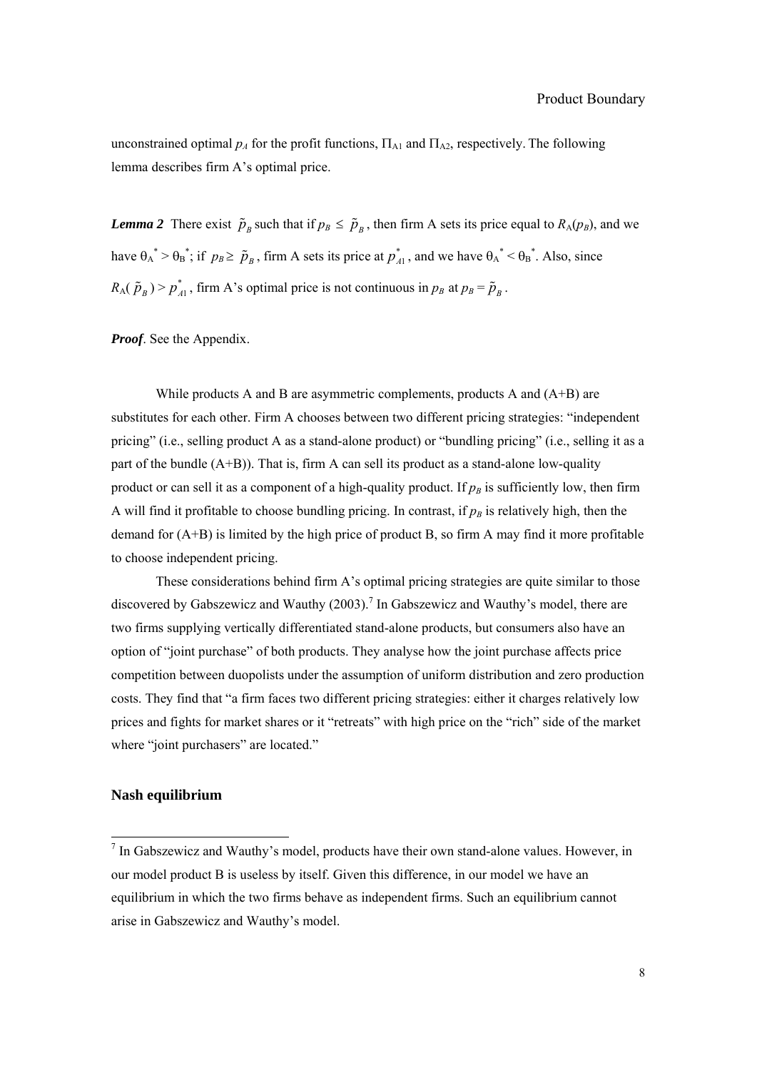unconstrained optimal $p_A$ for the profit functions, $\Pi_{A1}$ and $\Pi_{A2}$, respectively. The following lemma describes firm A's optimal price.

***Lemma 2*** There exist $\tilde{p}_B$ such that if $p_B \leq \tilde{p}_B$, then firm A sets its price equal to $R_A(p_B)$, and we have $\theta_A^* > \theta_B^*$; if $p_B \geq \tilde{p}_B$, firm A sets its price at $p_{A1}^*$, and we have $\theta_A^* < \theta_B^*$. Also, since $R_A(\tilde{p}_B) > p_{A1}^*$, firm A's optimal price is not continuous in $p_B$ at $p_B = \tilde{p}_B$.

***Proof***. See the Appendix.

While products A and B are asymmetric complements, products A and (A+B) are substitutes for each other. Firm A chooses between two different pricing strategies: "independent pricing" (i.e., selling product A as a stand-alone product) or "bundling pricing" (i.e., selling it as a part of the bundle (A+B)). That is, firm A can sell its product as a stand-alone low-quality product or can sell it as a component of a high-quality product. If $p_B$ is sufficiently low, then firm A will find it profitable to choose bundling pricing. In contrast, if $p_B$ is relatively high, then the demand for (A+B) is limited by the high price of product B, so firm A may find it more profitable to choose independent pricing.

These considerations behind firm A's optimal pricing strategies are quite similar to those discovered by Gabszewicz and Wauthy (2003).[7] In Gabszewicz and Wauthy's model, there are two firms supplying vertically differentiated stand-alone products, but consumers also have an option of "joint purchase" of both products. They analyse how the joint purchase affects price competition between duopolists under the assumption of uniform distribution and zero production costs. They find that "a firm faces two different pricing strategies: either it charges relatively low prices and fights for market shares or it "retreats" with high price on the "rich" side of the market where "joint purchasers" are located."

**Nash equilibrium**

[7] In Gabszewicz and Wauthy's model, products have their own stand-alone values. However, in our model product B is useless by itself. Given this difference, in our model we have an equilibrium in which the two firms behave as independent firms. Such an equilibrium cannot arise in Gabszewicz and Wauthy's model.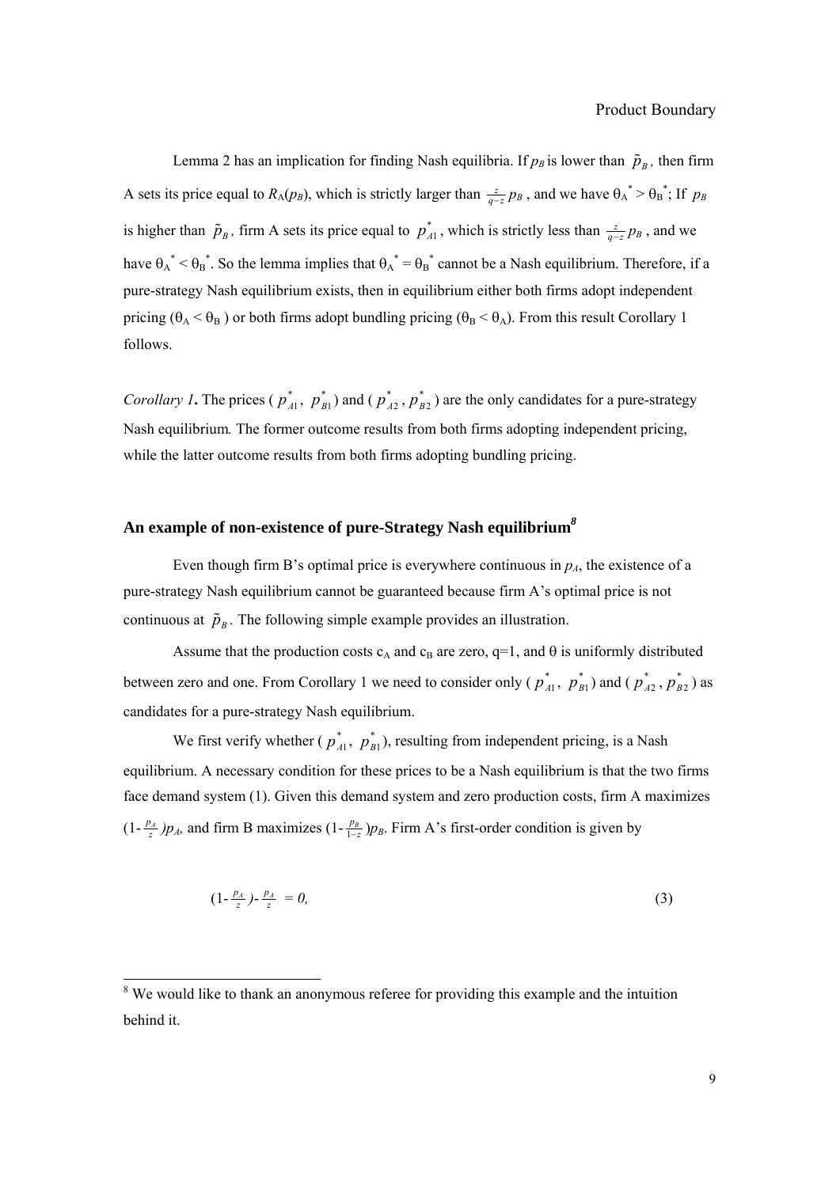Lemma 2 has an implication for finding Nash equilibria. If $p_B$ is lower than $\tilde{p}_B$, then firm A sets its price equal to $R_A(p_B)$, which is strictly larger than $\frac{z}{q-z}p_B$, and we have $\theta_A^* > \theta_B^*$; If $p_B$ is higher than $\tilde{p}_B$, firm A sets its price equal to $p_{A1}^*$, which is strictly less than $\frac{z}{q-z}p_B$, and we have $\theta_A^* < \theta_B^*$. So the lemma implies that $\theta_A^* = \theta_B^*$ cannot be a Nash equilibrium. Therefore, if a pure-strategy Nash equilibrium exists, then in equilibrium either both firms adopt independent pricing ($\theta_A < \theta_B$) or both firms adopt bundling pricing ($\theta_B < \theta_A$). From this result Corollary 1 follows.

*Corollary 1***.** The prices ($p_{A1}^*$, $p_{B1}^*$) and ($p_{A2}^*$, $p_{B2}^*$) are the only candidates for a pure-strategy Nash equilibrium*.* The former outcome results from both firms adopting independent pricing, while the latter outcome results from both firms adopting bundling pricing.

## An example of non-existence of pure-Strategy Nash equilibrium[8]

Even though firm B's optimal price is everywhere continuous in $p_A$, the existence of a pure-strategy Nash equilibrium cannot be guaranteed because firm A's optimal price is not continuous at $\tilde{p}_B$. The following simple example provides an illustration.

Assume that the production costs $c_A$ and $c_B$ are zero, q=1, and θ is uniformly distributed between zero and one. From Corollary 1 we need to consider only ($p_{A1}^*$, $p_{B1}^*$) and ($p_{A2}^*$, $p_{B2}^*$) as candidates for a pure-strategy Nash equilibrium.

We first verify whether ($p_{A1}^*$, $p_{B1}^*$), resulting from independent pricing, is a Nash equilibrium. A necessary condition for these prices to be a Nash equilibrium is that the two firms face demand system (1). Given this demand system and zero production costs, firm A maximizes $(1-\frac{p_A}{z})p_A$, and firm B maximizes $(1-\frac{p_B}{1-z})p_B$. Firm A's first-order condition is given by

$$(1-\frac{p_A}{z})-\frac{p_A}{z} = 0, \tag{3}$$

[8] We would like to thank an anonymous referee for providing this example and the intuition behind it.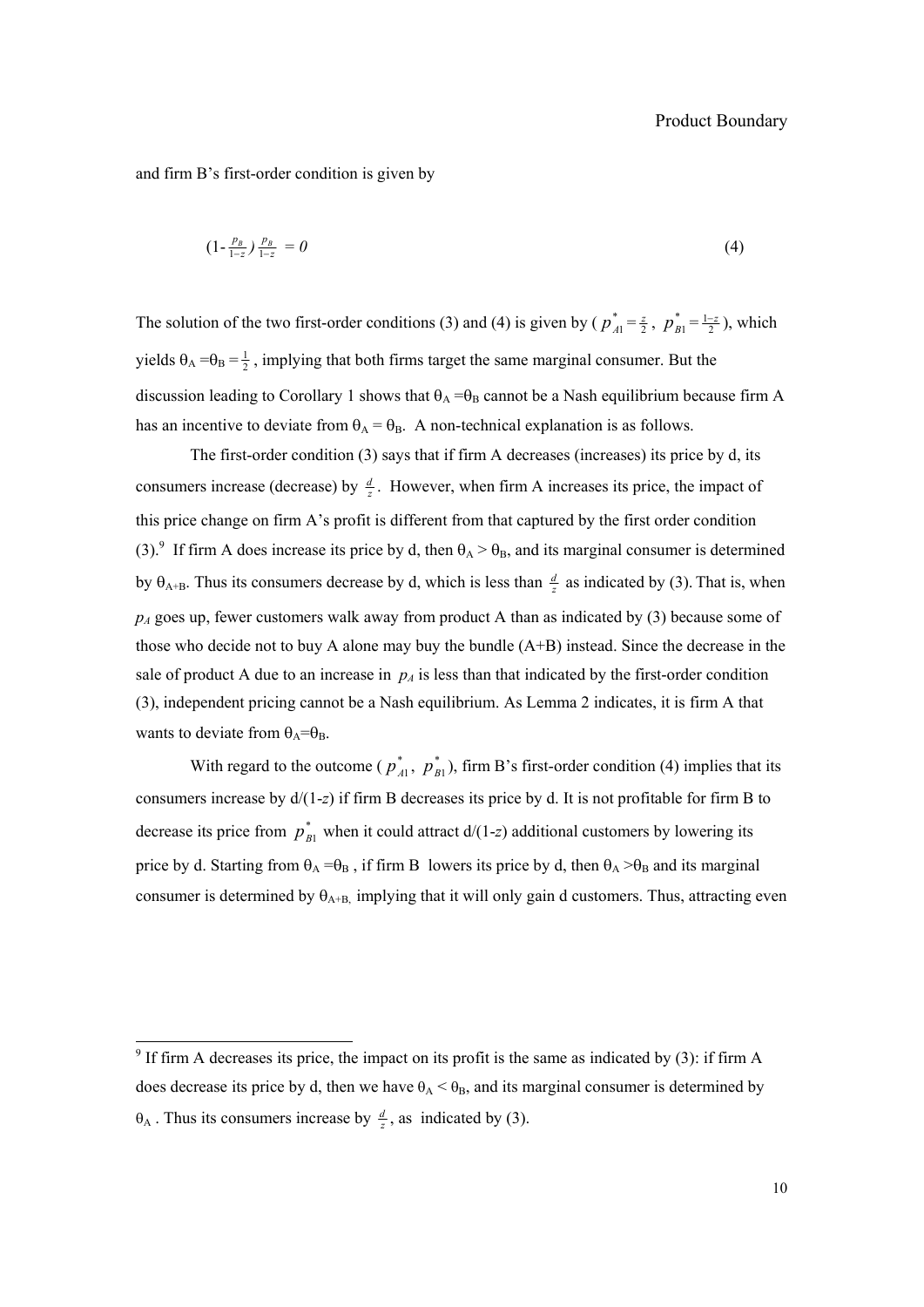and firm B's first-order condition is given by

$$(1 - \tfrac{p_B}{1-z}) \tfrac{p_B}{1-z} = 0 \tag{4}$$

The solution of the two first-order conditions (3) and (4) is given by ( $p^*_{A1} = \frac{z}{2}$ , $p^*_{B1} = \frac{1-z}{2}$ ), which yields $\theta_A = \theta_B = \frac{1}{2}$ , implying that both firms target the same marginal consumer. But the discussion leading to Corollary 1 shows that $\theta_A = \theta_B$ cannot be a Nash equilibrium because firm A has an incentive to deviate from $\theta_A = \theta_B$. A non-technical explanation is as follows.

The first-order condition (3) says that if firm A decreases (increases) its price by d, its consumers increase (decrease) by $\frac{d}{z}$. However, when firm A increases its price, the impact of this price change on firm A's profit is different from that captured by the first order condition (3).[9] If firm A does increase its price by d, then $\theta_A > \theta_B$, and its marginal consumer is determined by $\theta_{A+B}$. Thus its consumers decrease by d, which is less than $\frac{d}{z}$ as indicated by (3). That is, when $p_A$ goes up, fewer customers walk away from product A than as indicated by (3) because some of those who decide not to buy A alone may buy the bundle (A+B) instead. Since the decrease in the sale of product A due to an increase in $p_A$ is less than that indicated by the first-order condition (3), independent pricing cannot be a Nash equilibrium. As Lemma 2 indicates, it is firm A that wants to deviate from $\theta_A = \theta_B$.

With regard to the outcome ( $p^*_{A1}$, $p^*_{B1}$ ), firm B's first-order condition (4) implies that its consumers increase by d/(1-*z*) if firm B decreases its price by d. It is not profitable for firm B to decrease its price from $p^*_{B1}$ when it could attract d/(1-*z*) additional customers by lowering its price by d. Starting from $\theta_A = \theta_B$ , if firm B lowers its price by d, then $\theta_A > \theta_B$ and its marginal consumer is determined by $\theta_{A+B}$, implying that it will only gain d customers. Thus, attracting even

[9] If firm A decreases its price, the impact on its profit is the same as indicated by (3): if firm A does decrease its price by d, then we have $\theta_A < \theta_B$, and its marginal consumer is determined by $\theta_A$ . Thus its consumers increase by $\frac{d}{z}$, as indicated by (3).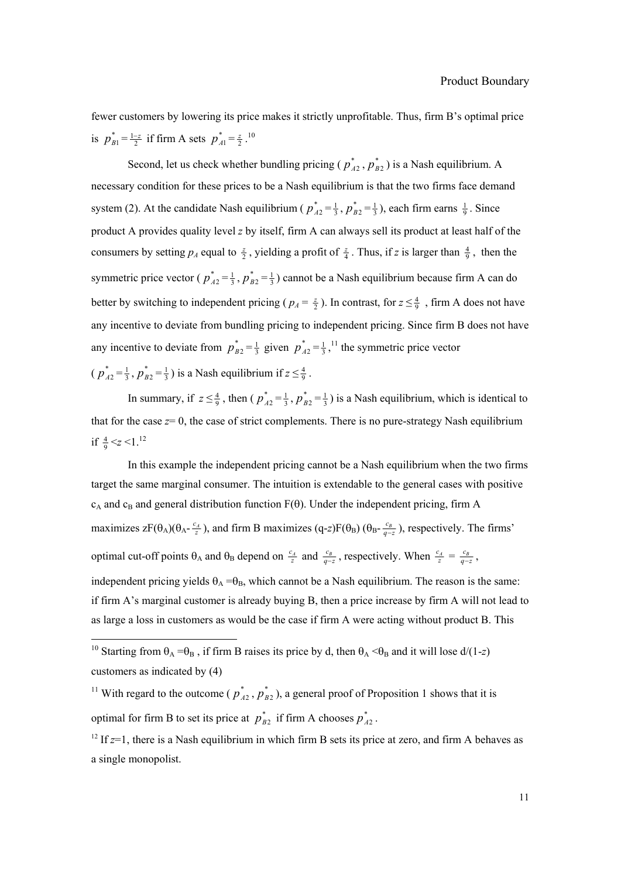fewer customers by lowering its price makes it strictly unprofitable. Thus, firm B's optimal price is $p^*_{B1} = \frac{1-z}{2}$ if firm A sets $p^*_{A1} = \frac{z}{2}$.[10]

Second, let us check whether bundling pricing ($p^*_{A2}$, $p^*_{B2}$) is a Nash equilibrium. A necessary condition for these prices to be a Nash equilibrium is that the two firms face demand system (2). At the candidate Nash equilibrium ($p^*_{A2} = \frac{1}{3}$, $p^*_{B2} = \frac{1}{3}$), each firm earns $\frac{1}{9}$. Since product A provides quality level $z$ by itself, firm A can always sell its product at least half of the consumers by setting $p_A$ equal to $\frac{z}{2}$, yielding a profit of $\frac{z}{4}$. Thus, if $z$ is larger than $\frac{4}{9}$, then the symmetric price vector ($p^*_{A2} = \frac{1}{3}$, $p^*_{B2} = \frac{1}{3}$) cannot be a Nash equilibrium because firm A can do better by switching to independent pricing ($p_A = \frac{z}{2}$). In contrast, for $z \le \frac{4}{9}$, firm A does not have any incentive to deviate from bundling pricing to independent pricing. Since firm B does not have any incentive to deviate from $p^*_{B2} = \frac{1}{3}$ given $p^*_{A2} = \frac{1}{3}$,[11] the symmetric price vector ($p^*_{A2} = \frac{1}{3}$, $p^*_{B2} = \frac{1}{3}$) is a Nash equilibrium if $z \le \frac{4}{9}$.

In summary, if $z \le \frac{4}{9}$, then ($p^*_{A2} = \frac{1}{3}$, $p^*_{B2} = \frac{1}{3}$) is a Nash equilibrium, which is identical to that for the case $z$= 0, the case of strict complements. There is no pure-strategy Nash equilibrium if $\frac{4}{9} < z < 1$.[12]

In this example the independent pricing cannot be a Nash equilibrium when the two firms target the same marginal consumer. The intuition is extendable to the general cases with positive $c_A$ and $c_B$ and general distribution function $F(\theta)$. Under the independent pricing, firm A maximizes $zF(\theta_A)(\theta_A - \frac{c_A}{z})$, and firm B maximizes $(q-z)F(\theta_B)(\theta_B - \frac{c_B}{q-z})$, respectively. The firms' optimal cut-off points $\theta_A$ and $\theta_B$ depend on $\frac{c_A}{z}$ and $\frac{c_B}{q-z}$, respectively. When $\frac{c_A}{z} = \frac{c_B}{q-z}$, independent pricing yields $\theta_A = \theta_B$, which cannot be a Nash equilibrium. The reason is the same: if firm A's marginal customer is already buying B, then a price increase by firm A will not lead to as large a loss in customers as would be the case if firm A were acting without product B. This

---

[10] Starting from $\theta_A = \theta_B$, if firm B raises its price by d, then $\theta_A < \theta_B$ and it will lose d/(1-$z$) customers as indicated by (4)

[11] With regard to the outcome ($p^*_{A2}$, $p^*_{B2}$), a general proof of Proposition 1 shows that it is optimal for firm B to set its price at $p^*_{B2}$ if firm A chooses $p^*_{A2}$.

[12] If $z$=1, there is a Nash equilibrium in which firm B sets its price at zero, and firm A behaves as a single monopolist.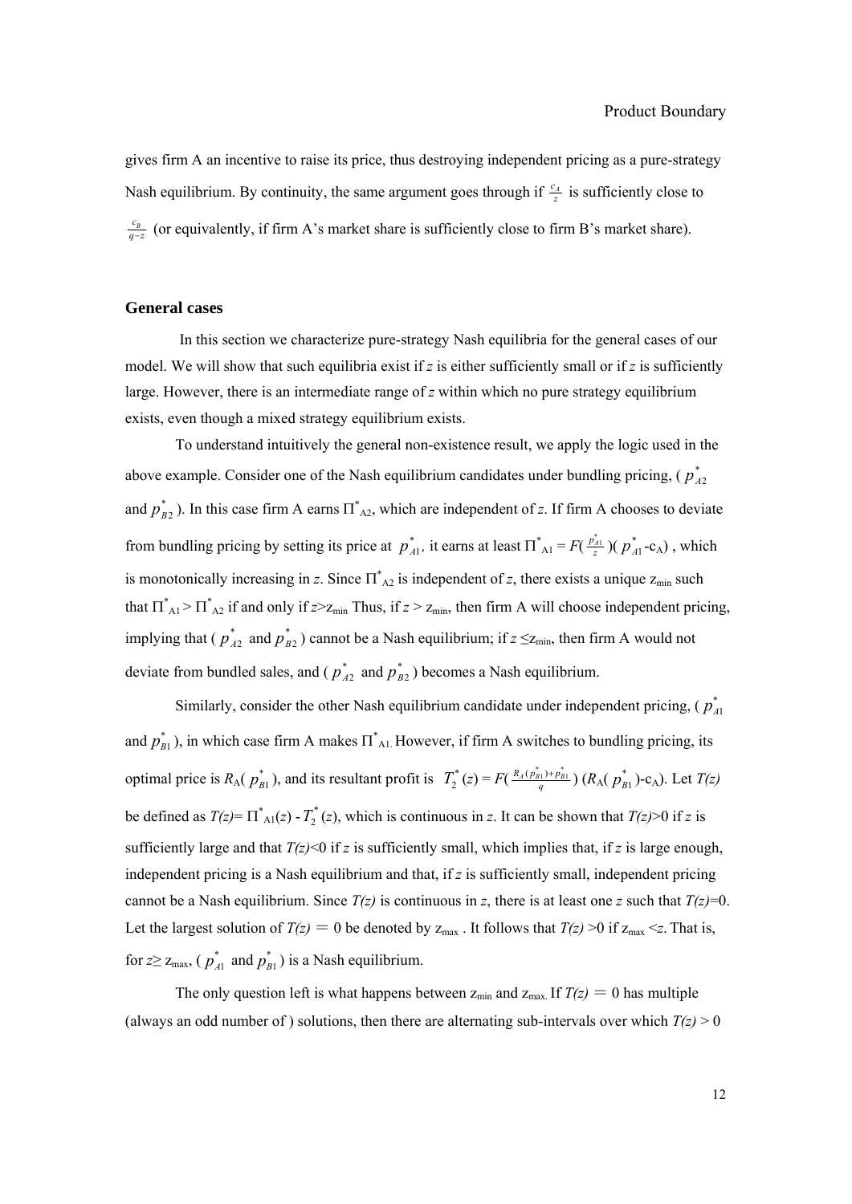gives firm A an incentive to raise its price, thus destroying independent pricing as a pure-strategy Nash equilibrium. By continuity, the same argument goes through if $\frac{c_A}{z}$ is sufficiently close to $\frac{c_B}{q-z}$ (or equivalently, if firm A's market share is sufficiently close to firm B's market share).

## General cases

In this section we characterize pure-strategy Nash equilibria for the general cases of our model. We will show that such equilibria exist if *z* is either sufficiently small or if *z* is sufficiently large. However, there is an intermediate range of *z* within which no pure strategy equilibrium exists, even though a mixed strategy equilibrium exists.

To understand intuitively the general non-existence result, we apply the logic used in the above example. Consider one of the Nash equilibrium candidates under bundling pricing, ( $p^*_{A2}$ and $p^*_{B2}$ ). In this case firm A earns $\Pi^*_{A2}$, which are independent of *z*. If firm A chooses to deviate from bundling pricing by setting its price at $p^*_{A1}$, it earns at least $\Pi^*_{A1} = F(\frac{p^*_{A1}}{z})(p^*_{A1} - c_A)$ , which is monotonically increasing in *z*. Since $\Pi^*_{A2}$ is independent of *z*, there exists a unique $z_{min}$ such that $\Pi^*_{A1} > \Pi^*_{A2}$ if and only if $z > z_{min}$ Thus, if $z > z_{min}$, then firm A will choose independent pricing, implying that ( $p^*_{A2}$ and $p^*_{B2}$ ) cannot be a Nash equilibrium; if $z \leq z_{min}$, then firm A would not deviate from bundled sales, and ( $p^*_{A2}$ and $p^*_{B2}$ ) becomes a Nash equilibrium.

Similarly, consider the other Nash equilibrium candidate under independent pricing, ( $p^*_{A1}$ and $p^*_{B1}$ ), in which case firm A makes $\Pi^*_{A1}$. However, if firm A switches to bundling pricing, its optimal price is $R_A(p^*_{B1})$, and its resultant profit is $T^*_2(z) = F(\frac{R_A(p^*_{B1})+p^*_{B1}}{q})(R_A(p^*_{B1}) - c_A)$. Let *T(z)* be defined as $T(z) = \Pi^*_{A1}(z) - T^*_2(z)$, which is continuous in *z*. It can be shown that $T(z)>0$ if *z* is sufficiently large and that $T(z)<0$ if *z* is sufficiently small, which implies that, if *z* is large enough, independent pricing is a Nash equilibrium and that, if *z* is sufficiently small, independent pricing cannot be a Nash equilibrium. Since *T(z)* is continuous in *z*, there is at least one *z* such that $T(z)=0$. Let the largest solution of $T(z) = 0$ be denoted by $z_{max}$ . It follows that $T(z) >0$ if $z_{max} < z$. That is, for $z \geq z_{max}$, ( $p^*_{A1}$ and $p^*_{B1}$ ) is a Nash equilibrium.

The only question left is what happens between $z_{min}$ and $z_{max}$. If $T(z) = 0$ has multiple (always an odd number of ) solutions, then there are alternating sub-intervals over which $T(z) > 0$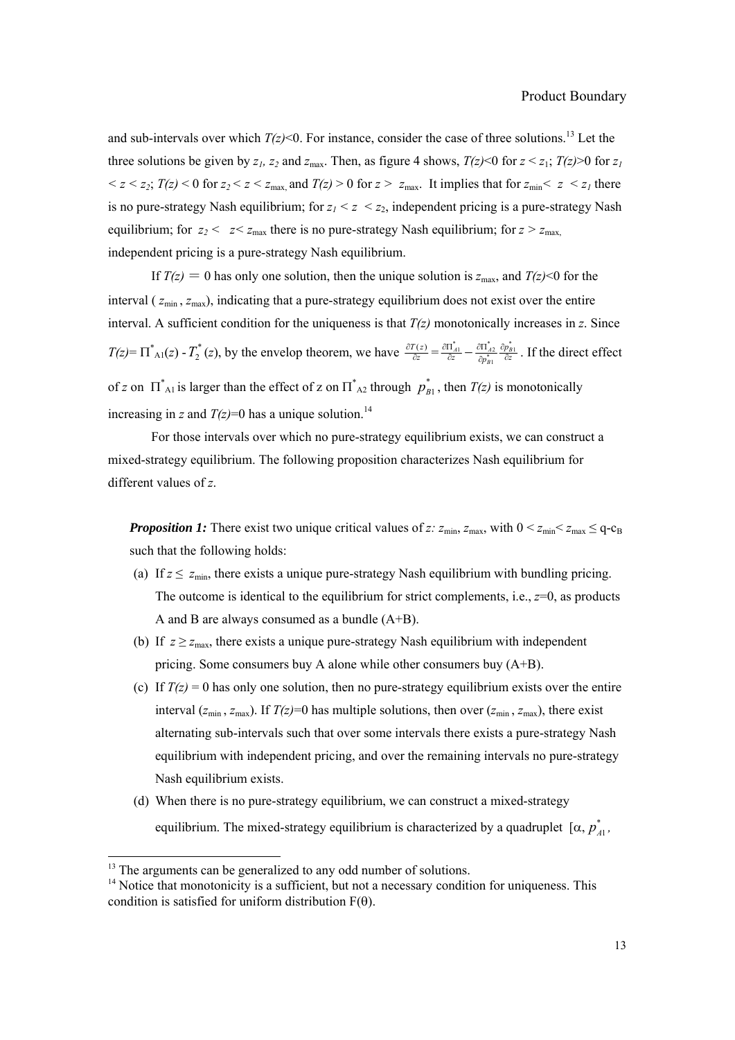and sub-intervals over which $T(z)<0$. For instance, consider the case of three solutions.[13] Let the three solutions be given by $z_1$, $z_2$ and $z_{\max}$. Then, as figure 4 shows, $T(z)<0$ for $z < z_1$; $T(z)>0$ for $z_1 < z < z_2$; $T(z) < 0$ for $z_2 < z < z_{\max}$, and $T(z) > 0$ for $z > z_{\max}$. It implies that for $z_{\min} < z < z_1$ there is no pure-strategy Nash equilibrium; for $z_1 < z < z_2$, independent pricing is a pure-strategy Nash equilibrium; for $z_2 < z < z_{\max}$ there is no pure-strategy Nash equilibrium; for $z > z_{\max}$, independent pricing is a pure-strategy Nash equilibrium.

If $T(z) = 0$ has only one solution, then the unique solution is $z_{\max}$, and $T(z)<0$ for the interval ( $z_{\min}$ , $z_{\max}$), indicating that a pure-strategy equilibrium does not exist over the entire interval. A sufficient condition for the uniqueness is that $T(z)$ monotonically increases in $z$. Since $T(z) = \Pi^*_{A1}(z) - T^*_2(z)$, by the envelop theorem, we have $\frac{\partial T(z)}{\partial z} = \frac{\partial \Pi^*_{A1}}{\partial z} - \frac{\partial \Pi^*_{A2}}{\partial p^*_{B1}} \frac{\partial p^*_{B1}}{\partial z}$. If the direct effect of $z$ on $\Pi^*_{A1}$ is larger than the effect of z on $\Pi^*_{A2}$ through $p^*_{B1}$, then $T(z)$ is monotonically increasing in $z$ and $T(z)=0$ has a unique solution.[14]

For those intervals over which no pure-strategy equilibrium exists, we can construct a mixed-strategy equilibrium. The following proposition characterizes Nash equilibrium for different values of $z$.

***Proposition 1:*** There exist two unique critical values of $z$: $z_{\min}$, $z_{\max}$, with $0 < z_{\min} < z_{\max} \leq q - c_B$ such that the following holds:

(a) If $z \leq z_{\min}$, there exists a unique pure-strategy Nash equilibrium with bundling pricing. The outcome is identical to the equilibrium for strict complements, i.e., $z=0$, as products A and B are always consumed as a bundle (A+B).

(b) If $z \geq z_{\max}$, there exists a unique pure-strategy Nash equilibrium with independent pricing. Some consumers buy A alone while other consumers buy (A+B).

(c) If $T(z) = 0$ has only one solution, then no pure-strategy equilibrium exists over the entire interval ($z_{\min}$ , $z_{\max}$). If $T(z)=0$ has multiple solutions, then over ($z_{\min}$ , $z_{\max}$), there exist alternating sub-intervals such that over some intervals there exists a pure-strategy Nash equilibrium with independent pricing, and over the remaining intervals no pure-strategy Nash equilibrium exists.

(d) When there is no pure-strategy equilibrium, we can construct a mixed-strategy equilibrium. The mixed-strategy equilibrium is characterized by a quadruplet [$\alpha$, $p^*_{A1}$,

[13] The arguments can be generalized to any odd number of solutions.

[14] Notice that monotonicity is a sufficient, but not a necessary condition for uniqueness. This condition is satisfied for uniform distribution $F(\theta)$.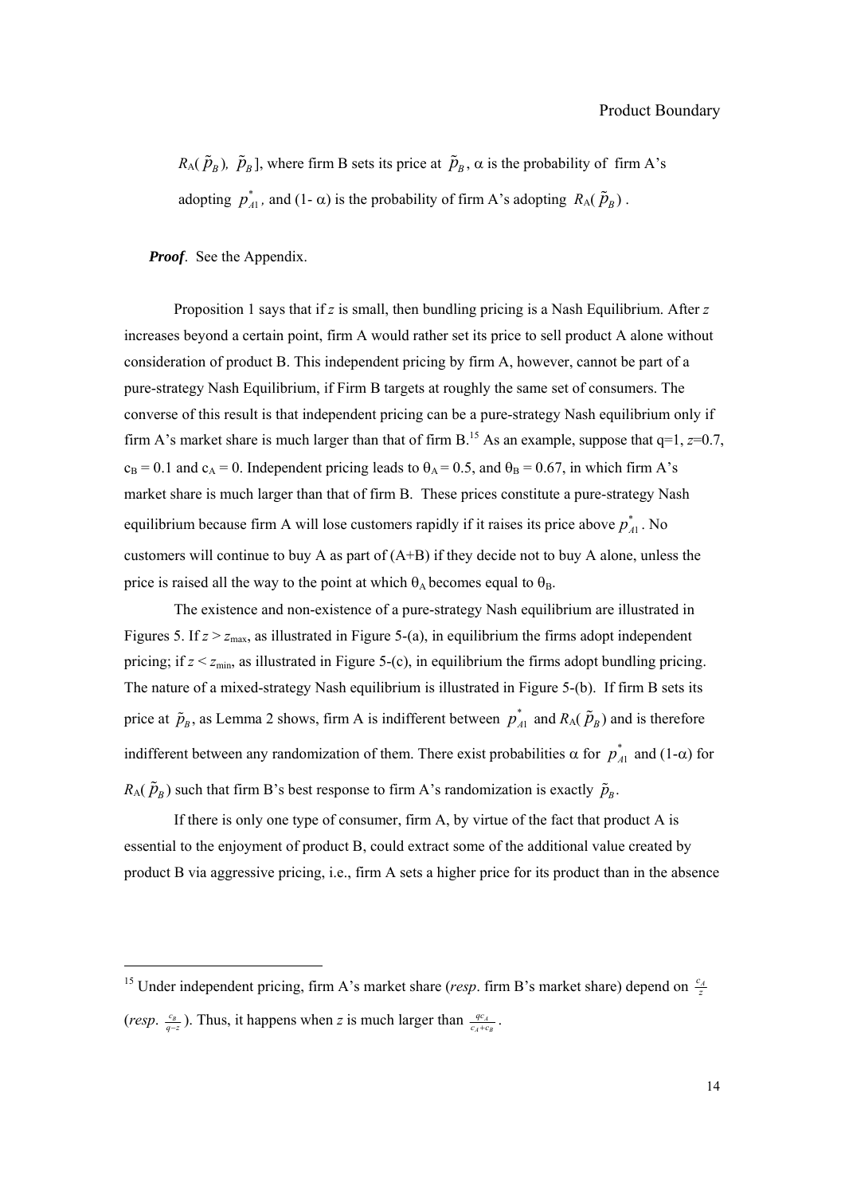$R_A(\tilde{p}_B)$, $\tilde{p}_B$], where firm B sets its price at $\tilde{p}_B$, $\alpha$ is the probability of firm A's adopting $p^*_{A1}$, and (1- $\alpha$) is the probability of firm A's adopting $R_A(\tilde{p}_B)$.

***Proof***. See the Appendix.

Proposition 1 says that if $z$ is small, then bundling pricing is a Nash Equilibrium. After $z$ increases beyond a certain point, firm A would rather set its price to sell product A alone without consideration of product B. This independent pricing by firm A, however, cannot be part of a pure-strategy Nash Equilibrium, if Firm B targets at roughly the same set of consumers. The converse of this result is that independent pricing can be a pure-strategy Nash equilibrium only if firm A's market share is much larger than that of firm B.[15] As an example, suppose that $q$=1, $z$=0.7, $c_B$ = 0.1 and $c_A$ = 0. Independent pricing leads to $\theta_A$ = 0.5, and $\theta_B$ = 0.67, in which firm A's market share is much larger than that of firm B. These prices constitute a pure-strategy Nash equilibrium because firm A will lose customers rapidly if it raises its price above $p^*_{A1}$. No customers will continue to buy A as part of (A+B) if they decide not to buy A alone, unless the price is raised all the way to the point at which $\theta_A$ becomes equal to $\theta_B$.

The existence and non-existence of a pure-strategy Nash equilibrium are illustrated in Figures 5. If $z > z_{max}$, as illustrated in Figure 5-(a), in equilibrium the firms adopt independent pricing; if $z < z_{min}$, as illustrated in Figure 5-(c), in equilibrium the firms adopt bundling pricing. The nature of a mixed-strategy Nash equilibrium is illustrated in Figure 5-(b). If firm B sets its price at $\tilde{p}_B$, as Lemma 2 shows, firm A is indifferent between $p^*_{A1}$ and $R_A(\tilde{p}_B)$ and is therefore indifferent between any randomization of them. There exist probabilities $\alpha$ for $p^*_{A1}$ and (1-$\alpha$) for $R_A(\tilde{p}_B)$ such that firm B's best response to firm A's randomization is exactly $\tilde{p}_B$.

If there is only one type of consumer, firm A, by virtue of the fact that product A is essential to the enjoyment of product B, could extract some of the additional value created by product B via aggressive pricing, i.e., firm A sets a higher price for its product than in the absence

---

[15] Under independent pricing, firm A's market share (*resp*. firm B's market share) depend on $\frac{c_A}{z}$ (*resp*. $\frac{c_B}{q-z}$). Thus, it happens when $z$ is much larger than $\frac{qc_A}{c_A+c_B}$.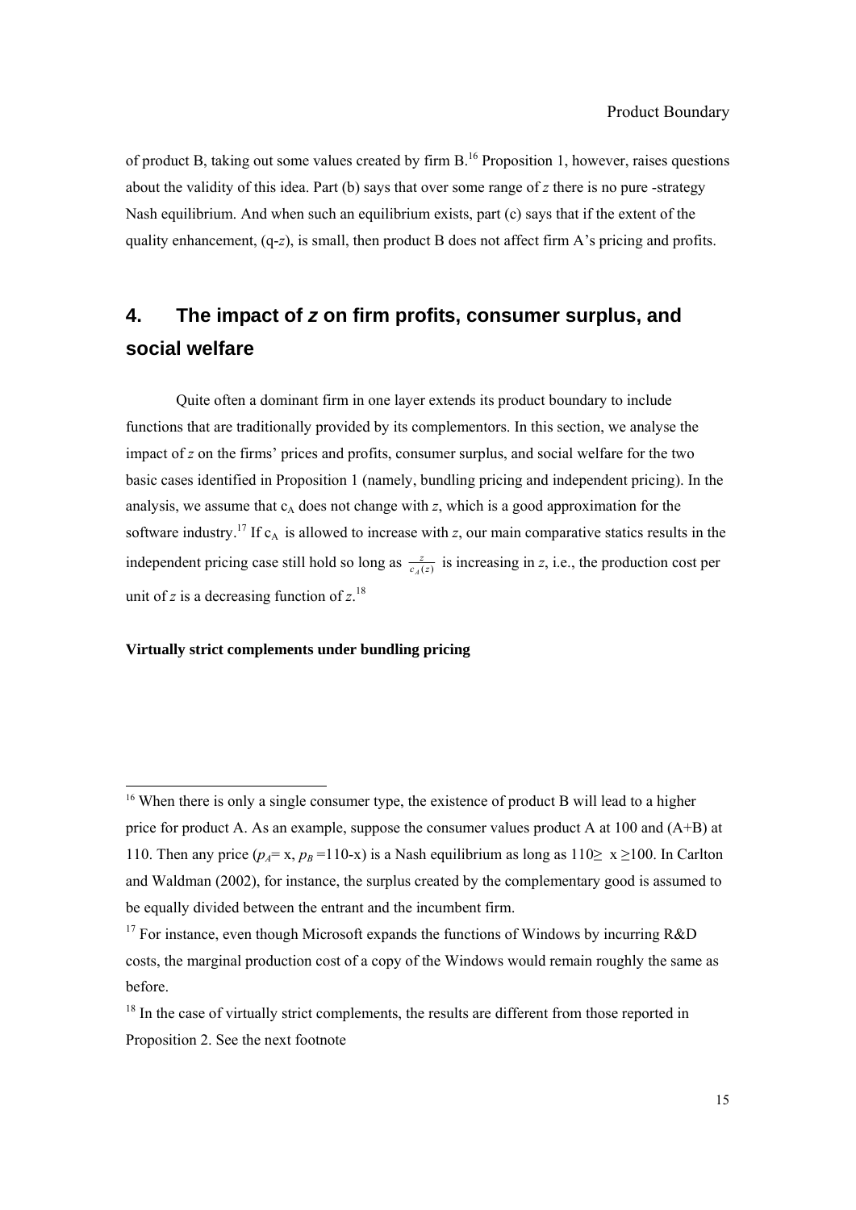of product B, taking out some values created by firm B.[16] Proposition 1, however, raises questions about the validity of this idea. Part (b) says that over some range of $z$ there is no pure -strategy Nash equilibrium. And when such an equilibrium exists, part (c) says that if the extent of the quality enhancement, ($q$-$z$), is small, then product B does not affect firm A's pricing and profits.

## 4. The impact of *z* on firm profits, consumer surplus, and social welfare

Quite often a dominant firm in one layer extends its product boundary to include functions that are traditionally provided by its complementors. In this section, we analyse the impact of $z$ on the firms' prices and profits, consumer surplus, and social welfare for the two basic cases identified in Proposition 1 (namely, bundling pricing and independent pricing). In the analysis, we assume that $c_A$ does not change with $z$, which is a good approximation for the software industry.[17] If $c_A$ is allowed to increase with $z$, our main comparative statics results in the independent pricing case still hold so long as $\frac{z}{c_A(z)}$ is increasing in $z$, i.e., the production cost per unit of $z$ is a decreasing function of $z$.[18]

**Virtually strict complements under bundling pricing**

---

[16] When there is only a single consumer type, the existence of product B will lead to a higher price for product A. As an example, suppose the consumer values product A at 100 and (A+B) at 110. Then any price ($p_A$= x, $p_B$ =110-x) is a Nash equilibrium as long as $110 \geq x \geq 100$. In Carlton and Waldman (2002), for instance, the surplus created by the complementary good is assumed to be equally divided between the entrant and the incumbent firm.

[17] For instance, even though Microsoft expands the functions of Windows by incurring R&D costs, the marginal production cost of a copy of the Windows would remain roughly the same as before.

[18] In the case of virtually strict complements, the results are different from those reported in Proposition 2. See the next footnote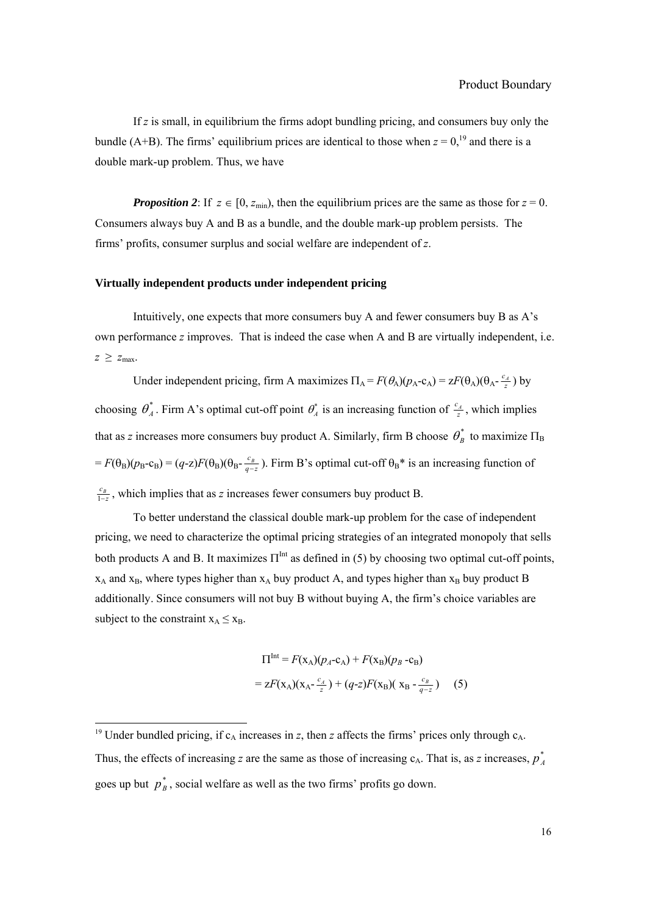If $z$ is small, in equilibrium the firms adopt bundling pricing, and consumers buy only the bundle (A+B). The firms' equilibrium prices are identical to those when $z = 0$,[19] and there is a double mark-up problem. Thus, we have

***Proposition 2***: If $z \in [0, z_{\min})$, then the equilibrium prices are the same as those for $z = 0$. Consumers always buy A and B as a bundle, and the double mark-up problem persists. The firms' profits, consumer surplus and social welfare are independent of $z$.

**Virtually independent products under independent pricing**

Intuitively, one expects that more consumers buy A and fewer consumers buy B as A's own performance $z$ improves. That is indeed the case when A and B are virtually independent, i.e. $z \geq z_{\max}$.

Under independent pricing, firm A maximizes $\Pi_A = F(\theta_A)(p_A - c_A) = zF(\theta_A)(\theta_A - \frac{c_A}{z})$ by choosing $\theta_A^*$. Firm A's optimal cut-off point $\theta_A^*$ is an increasing function of $\frac{c_A}{z}$, which implies that as $z$ increases more consumers buy product A. Similarly, firm B choose $\theta_B^*$ to maximize $\Pi_B = F(\theta_B)(p_B - c_B) = (q-z)F(\theta_B)(\theta_B - \frac{c_B}{q-z})$. Firm B's optimal cut-off $\theta_B^*$ is an increasing function of $\frac{c_B}{1-z}$, which implies that as $z$ increases fewer consumers buy product B.

To better understand the classical double mark-up problem for the case of independent pricing, we need to characterize the optimal pricing strategies of an integrated monopoly that sells both products A and B. It maximizes $\Pi^{\text{Int}}$ as defined in (5) by choosing two optimal cut-off points, $x_A$ and $x_B$, where types higher than $x_A$ buy product A, and types higher than $x_B$ buy product B additionally. Since consumers will not buy B without buying A, the firm's choice variables are subject to the constraint $x_A \leq x_B$.

$$\Pi^{\text{Int}} = F(x_A)(p_A - c_A) + F(x_B)(p_B - c_B)$$
$$= zF(x_A)(x_A - \tfrac{c_A}{z}) + (q-z)F(x_B)(x_B - \tfrac{c_B}{q-z}) \quad (5)$$

---

[19] Under bundled pricing, if $c_A$ increases in $z$, then $z$ affects the firms' prices only through $c_A$. Thus, the effects of increasing $z$ are the same as those of increasing $c_A$. That is, as $z$ increases, $p_A^*$ goes up but $p_B^*$, social welfare as well as the two firms' profits go down.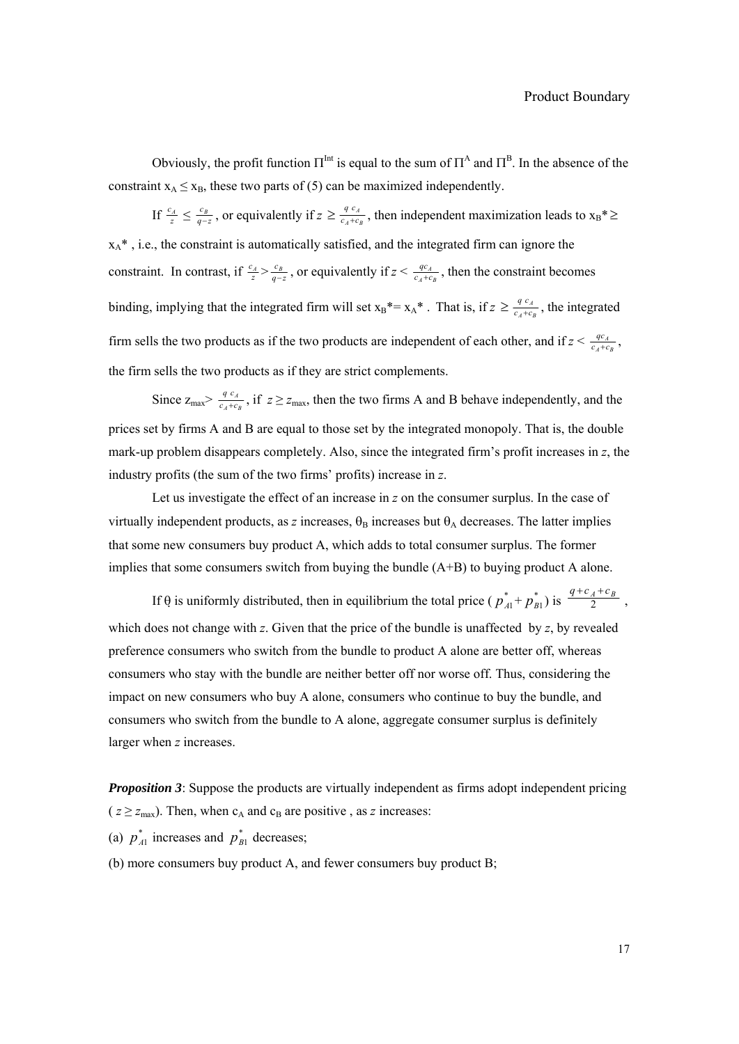Obviously, the profit function $\Pi^{Int}$ is equal to the sum of $\Pi^A$ and $\Pi^B$. In the absence of the constraint $x_A \leq x_B$, these two parts of (5) can be maximized independently.

If $\frac{c_A}{z} \leq \frac{c_B}{q-z}$, or equivalently if $z \geq \frac{q\ c_A}{c_A+c_B}$, then independent maximization leads to $x_B^* \geq x_A^*$, i.e., the constraint is automatically satisfied, and the integrated firm can ignore the constraint. In contrast, if $\frac{c_A}{z} > \frac{c_B}{q-z}$, or equivalently if $z < \frac{qc_A}{c_A+c_B}$, then the constraint becomes binding, implying that the integrated firm will set $x_B^* = x_A^*$. That is, if $z \geq \frac{q\ c_A}{c_A+c_B}$, the integrated firm sells the two products as if the two products are independent of each other, and if $z < \frac{qc_A}{c_A+c_B}$, the firm sells the two products as if they are strict complements.

Since $z_{max} > \frac{q\ c_A}{c_A+c_B}$, if $z \geq z_{max}$, then the two firms A and B behave independently, and the prices set by firms A and B are equal to those set by the integrated monopoly. That is, the double mark-up problem disappears completely. Also, since the integrated firm's profit increases in $z$, the industry profits (the sum of the two firms' profits) increase in $z$.

Let us investigate the effect of an increase in $z$ on the consumer surplus. In the case of virtually independent products, as $z$ increases, $\theta_B$ increases but $\theta_A$ decreases. The latter implies that some new consumers buy product A, which adds to total consumer surplus. The former implies that some consumers switch from buying the bundle (A+B) to buying product A alone.

If $\theta$ is uniformly distributed, then in equilibrium the total price ($p_{A1}^* + p_{B1}^*$) is $\frac{q+c_A+c_B}{2}$, which does not change with $z$. Given that the price of the bundle is unaffected by $z$, by revealed preference consumers who switch from the bundle to product A alone are better off, whereas consumers who stay with the bundle are neither better off nor worse off. Thus, considering the impact on new consumers who buy A alone, consumers who continue to buy the bundle, and consumers who switch from the bundle to A alone, aggregate consumer surplus is definitely larger when $z$ increases.

***Proposition 3***: Suppose the products are virtually independent as firms adopt independent pricing ($z \geq z_{max}$). Then, when $c_A$ and $c_B$ are positive , as $z$ increases:

(a) $p_{A1}^*$ increases and $p_{B1}^*$ decreases;

(b) more consumers buy product A, and fewer consumers buy product B;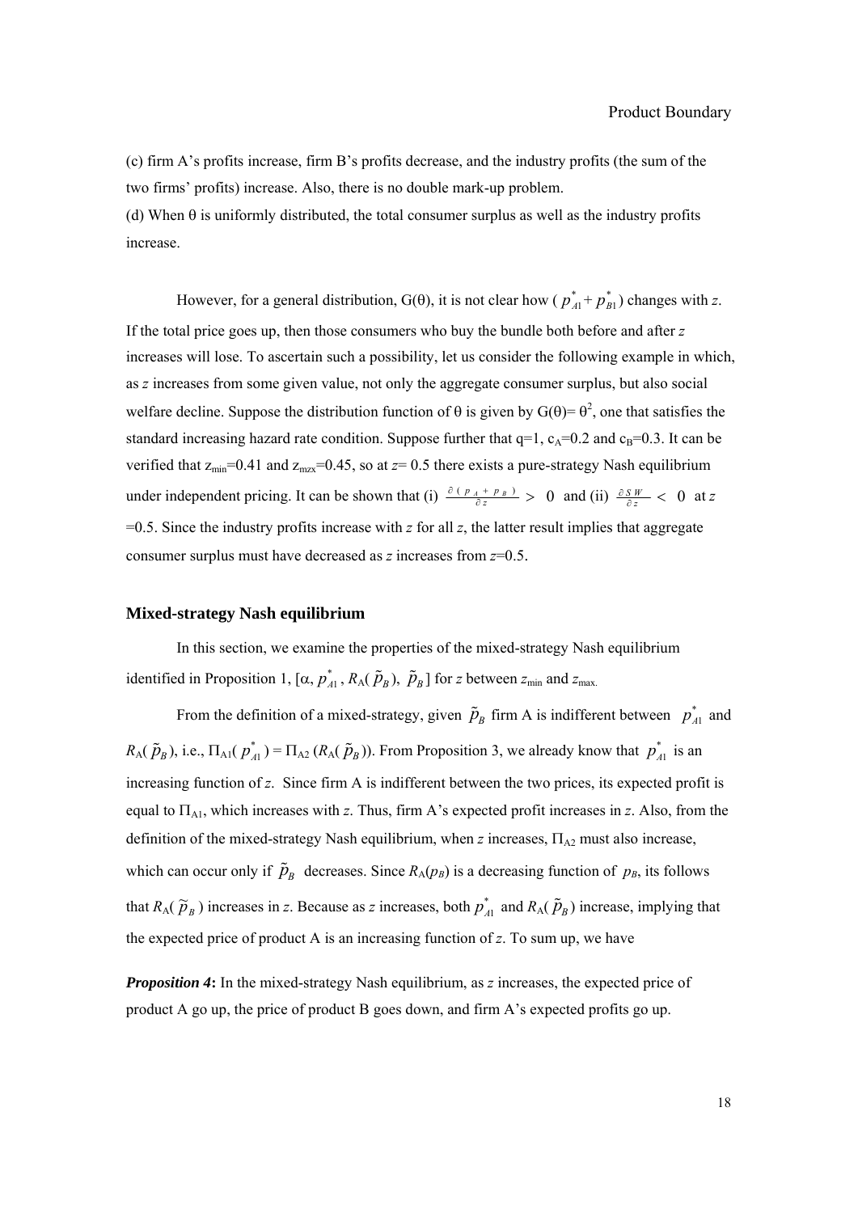(c) firm A's profits increase, firm B's profits decrease, and the industry profits (the sum of the two firms' profits) increase. Also, there is no double mark-up problem.

(d) When θ is uniformly distributed, the total consumer surplus as well as the industry profits increase.

However, for a general distribution, G(θ), it is not clear how ( $p^*_{A1}$ + $p^*_{B1}$) changes with *z*. If the total price goes up, then those consumers who buy the bundle both before and after *z* increases will lose. To ascertain such a possibility, let us consider the following example in which, as *z* increases from some given value, not only the aggregate consumer surplus, but also social welfare decline. Suppose the distribution function of θ is given by G(θ)= $\theta^2$, one that satisfies the standard increasing hazard rate condition. Suppose further that q=1, $c_A$=0.2 and $c_B$=0.3. It can be verified that $z_{min}$=0.41 and $z_{mzx}$=0.45, so at *z*= 0.5 there exists a pure-strategy Nash equilibrium under independent pricing. It can be shown that (i) $\frac{\partial(p_A + p_B)}{\partial z} > 0$ and (ii) $\frac{\partial SW}{\partial z} < 0$ at *z* =0.5. Since the industry profits increase with *z* for all *z*, the latter result implies that aggregate consumer surplus must have decreased as *z* increases from *z*=0.5.

### Mixed-strategy Nash equilibrium

In this section, we examine the properties of the mixed-strategy Nash equilibrium identified in Proposition 1, [α, $p^*_{A1}$, $R_A(\tilde{p}_B)$, $\tilde{p}_B$] for *z* between $z_{min}$ and $z_{max}$.

From the definition of a mixed-strategy, given $\tilde{p}_B$ firm A is indifferent between $p^*_{A1}$ and $R_A(\tilde{p}_B)$, i.e., $\Pi_{A1}(p^*_{A1}) = \Pi_{A2}(R_A(\tilde{p}_B))$. From Proposition 3, we already know that $p^*_{A1}$ is an increasing function of *z*. Since firm A is indifferent between the two prices, its expected profit is equal to $\Pi_{A1}$, which increases with *z*. Thus, firm A's expected profit increases in *z*. Also, from the definition of the mixed-strategy Nash equilibrium, when *z* increases, $\Pi_{A2}$ must also increase, which can occur only if $\tilde{p}_B$ decreases. Since $R_A(p_B)$ is a decreasing function of $p_B$, its follows that $R_A(\tilde{p}_B)$ increases in *z*. Because as *z* increases, both $p^*_{A1}$ and $R_A(\tilde{p}_B)$ increase, implying that the expected price of product A is an increasing function of *z*. To sum up, we have

***Proposition 4*:** In the mixed-strategy Nash equilibrium, as *z* increases, the expected price of product A go up, the price of product B goes down, and firm A's expected profits go up.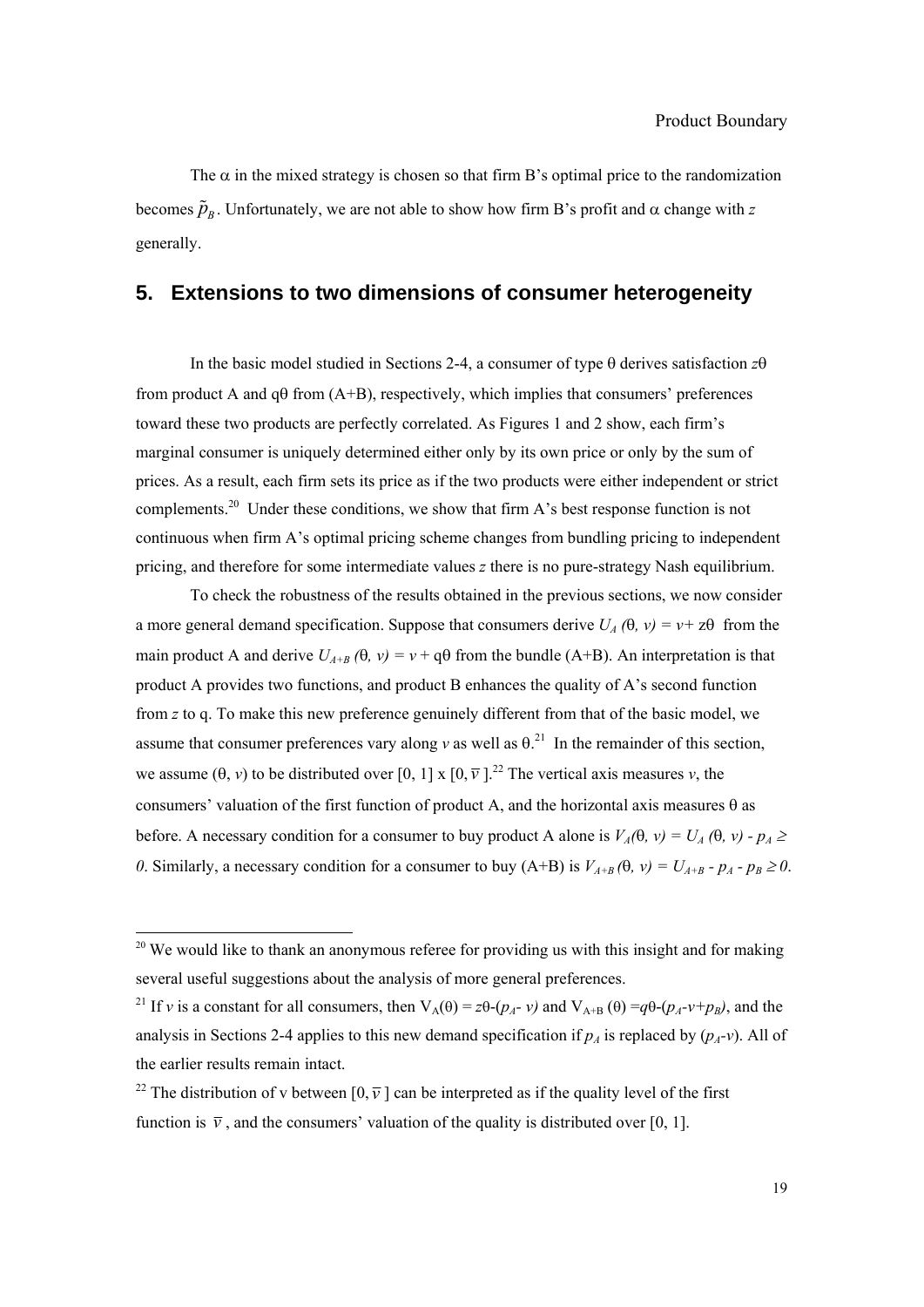The $\alpha$ in the mixed strategy is chosen so that firm B's optimal price to the randomization becomes $\tilde{p}_B$. Unfortunately, we are not able to show how firm B's profit and $\alpha$ change with $z$ generally.

## 5. Extensions to two dimensions of consumer heterogeneity

In the basic model studied in Sections 2-4, a consumer of type $\theta$ derives satisfaction $z\theta$ from product A and $q\theta$ from (A+B), respectively, which implies that consumers' preferences toward these two products are perfectly correlated. As Figures 1 and 2 show, each firm's marginal consumer is uniquely determined either only by its own price or only by the sum of prices. As a result, each firm sets its price as if the two products were either independent or strict complements.[20] Under these conditions, we show that firm A's best response function is not continuous when firm A's optimal pricing scheme changes from bundling pricing to independent pricing, and therefore for some intermediate values $z$ there is no pure-strategy Nash equilibrium.

To check the robustness of the results obtained in the previous sections, we now consider a more general demand specification. Suppose that consumers derive $U_A(\theta, v) = v + z\theta$ from the main product A and derive $U_{A+B}(\theta, v) = v + q\theta$ from the bundle (A+B). An interpretation is that product A provides two functions, and product B enhances the quality of A's second function from $z$ to q. To make this new preference genuinely different from that of the basic model, we assume that consumer preferences vary along $v$ as well as $\theta$.[21] In the remainder of this section, we assume $(\theta, v)$ to be distributed over $[0, 1] \times [0, \bar{v}]$.[22] The vertical axis measures $v$, the consumers' valuation of the first function of product A, and the horizontal axis measures $\theta$ as before. A necessary condition for a consumer to buy product A alone is $V_A(\theta, v) = U_A(\theta, v) - p_A \geq 0$. Similarly, a necessary condition for a consumer to buy (A+B) is $V_{A+B}(\theta, v) = U_{A+B} - p_A - p_B \geq 0$.

---

[20] We would like to thank an anonymous referee for providing us with this insight and for making several useful suggestions about the analysis of more general preferences.

[21] If $v$ is a constant for all consumers, then $V_A(\theta) = z\theta - (p_A - v)$ and $V_{A+B}(\theta) = q\theta - (p_A - v + p_B)$, and the analysis in Sections 2-4 applies to this new demand specification if $p_A$ is replaced by $(p_A - v)$. All of the earlier results remain intact.

[22] The distribution of v between $[0, \bar{v}]$ can be interpreted as if the quality level of the first function is $\bar{v}$, and the consumers' valuation of the quality is distributed over [0, 1].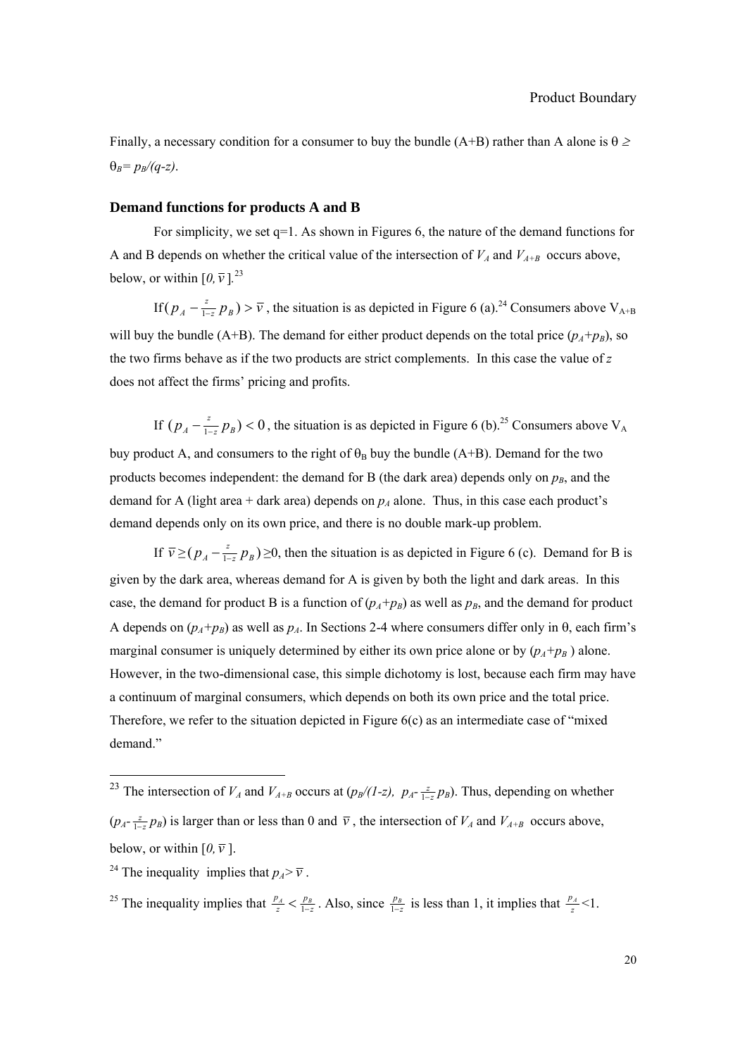Finally, a necessary condition for a consumer to buy the bundle (A+B) rather than A alone is $\theta \geq \theta_B = p_B/(q-z)$.

### Demand functions for products A and B

For simplicity, we set q=1. As shown in Figures 6, the nature of the demand functions for A and B depends on whether the critical value of the intersection of $V_A$ and $V_{A+B}$ occurs above, below, or within $[0, \bar{v}]$.[23]

If $(p_A - \frac{z}{1-z} p_B) > \bar{v}$, the situation is as depicted in Figure 6 (a).[24] Consumers above $V_{A+B}$ will buy the bundle (A+B). The demand for either product depends on the total price ($p_A$+$p_B$), so the two firms behave as if the two products are strict complements. In this case the value of $z$ does not affect the firms' pricing and profits.

If $(p_A - \frac{z}{1-z} p_B) < 0$, the situation is as depicted in Figure 6 (b).[25] Consumers above $V_A$ buy product A, and consumers to the right of $\theta_B$ buy the bundle (A+B). Demand for the two products becomes independent: the demand for B (the dark area) depends only on $p_B$, and the demand for A (light area + dark area) depends on $p_A$ alone. Thus, in this case each product's demand depends only on its own price, and there is no double mark-up problem.

If $\bar{v} \geq (p_A - \frac{z}{1-z} p_B) \geq 0$, then the situation is as depicted in Figure 6 (c). Demand for B is given by the dark area, whereas demand for A is given by both the light and dark areas. In this case, the demand for product B is a function of ($p_A$+$p_B$) as well as $p_B$, and the demand for product A depends on ($p_A$+$p_B$) as well as $p_A$. In Sections 2-4 where consumers differ only in θ, each firm's marginal consumer is uniquely determined by either its own price alone or by ($p_A$+$p_B$ ) alone. However, in the two-dimensional case, this simple dichotomy is lost, because each firm may have a continuum of marginal consumers, which depends on both its own price and the total price. Therefore, we refer to the situation depicted in Figure 6(c) as an intermediate case of "mixed demand."

---

[23] The intersection of $V_A$ and $V_{A+B}$ occurs at ($p_B/(1-z)$, $p_A - \frac{z}{1-z} p_B$). Thus, depending on whether ($p_A - \frac{z}{1-z} p_B$) is larger than or less than 0 and $\bar{v}$, the intersection of $V_A$ and $V_{A+B}$ occurs above, below, or within $[0, \bar{v}]$.

[24] The inequality implies that $p_A > \bar{v}$.

[25] The inequality implies that $\frac{p_A}{z} < \frac{p_B}{1-z}$. Also, since $\frac{p_B}{1-z}$ is less than 1, it implies that $\frac{p_A}{z} < 1$.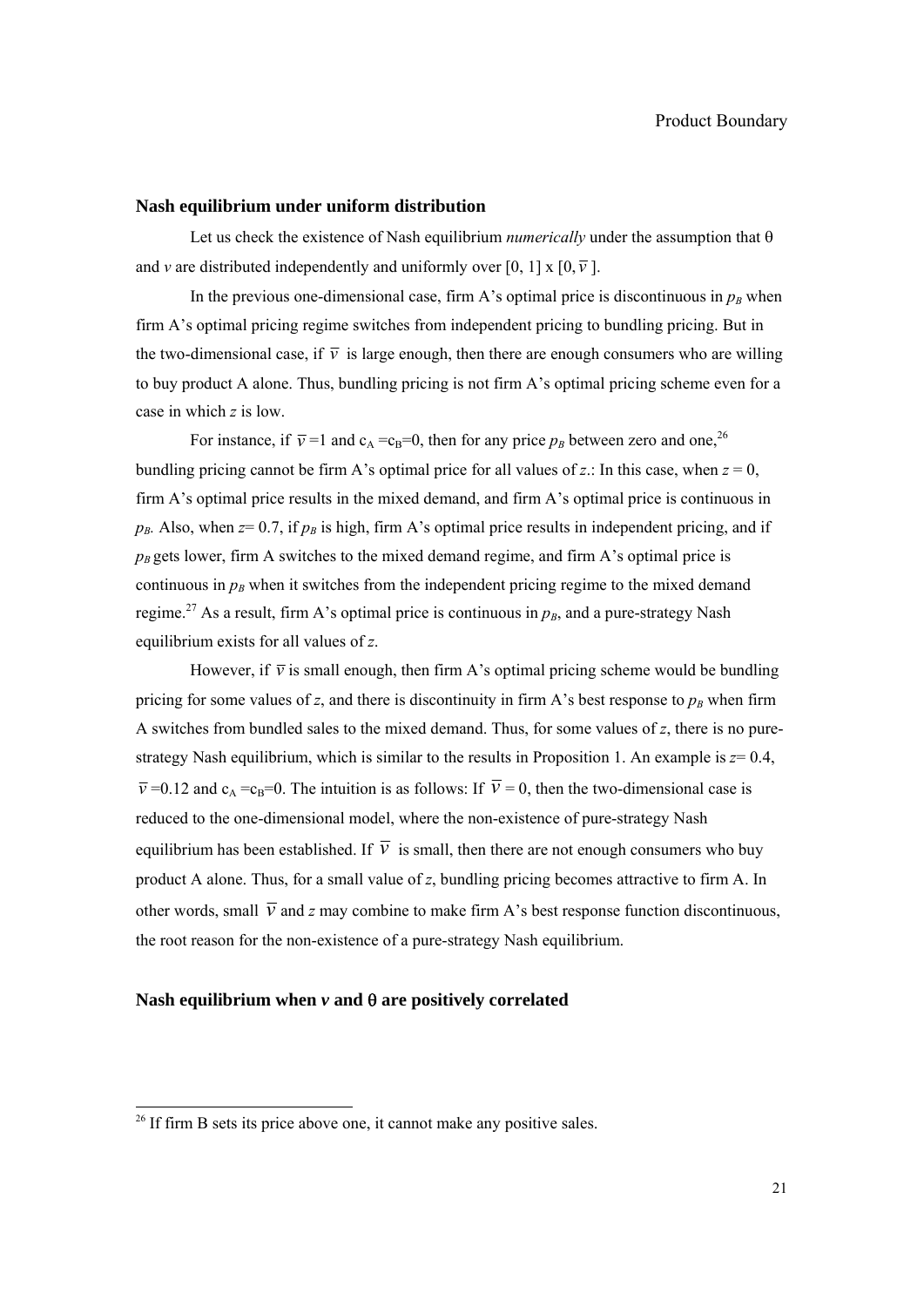### Nash equilibrium under uniform distribution

Let us check the existence of Nash equilibrium *numerically* under the assumption that θ and *v* are distributed independently and uniformly over [0, 1] x [0, $\bar{v}$ ].

In the previous one-dimensional case, firm A's optimal price is discontinuous in $p_B$ when firm A's optimal pricing regime switches from independent pricing to bundling pricing. But in the two-dimensional case, if $\bar{v}$ is large enough, then there are enough consumers who are willing to buy product A alone. Thus, bundling pricing is not firm A's optimal pricing scheme even for a case in which *z* is low.

For instance, if $\bar{v}$ =1 and $c_A = c_B$=0, then for any price $p_B$ between zero and one,[26] bundling pricing cannot be firm A's optimal price for all values of *z*.: In this case, when *z* = 0, firm A's optimal price results in the mixed demand, and firm A's optimal price is continuous in $p_B$. Also, when *z*= 0.7, if $p_B$ is high, firm A's optimal price results in independent pricing, and if $p_B$ gets lower, firm A switches to the mixed demand regime, and firm A's optimal price is continuous in $p_B$ when it switches from the independent pricing regime to the mixed demand regime.[27] As a result, firm A's optimal price is continuous in $p_B$, and a pure-strategy Nash equilibrium exists for all values of *z*.

However, if $\bar{v}$ is small enough, then firm A's optimal pricing scheme would be bundling pricing for some values of *z*, and there is discontinuity in firm A's best response to $p_B$ when firm A switches from bundled sales to the mixed demand. Thus, for some values of *z*, there is no pure-strategy Nash equilibrium, which is similar to the results in Proposition 1. An example is *z*= 0.4, $\bar{v}$ =0.12 and $c_A = c_B$=0. The intuition is as follows: If $\bar{v}$ = 0, then the two-dimensional case is reduced to the one-dimensional model, where the non-existence of pure-strategy Nash equilibrium has been established. If $\bar{v}$ is small, then there are not enough consumers who buy product A alone. Thus, for a small value of *z*, bundling pricing becomes attractive to firm A. In other words, small $\bar{v}$ and *z* may combine to make firm A's best response function discontinuous, the root reason for the non-existence of a pure-strategy Nash equilibrium.

### Nash equilibrium when *v* and θ are positively correlated

[26] If firm B sets its price above one, it cannot make any positive sales.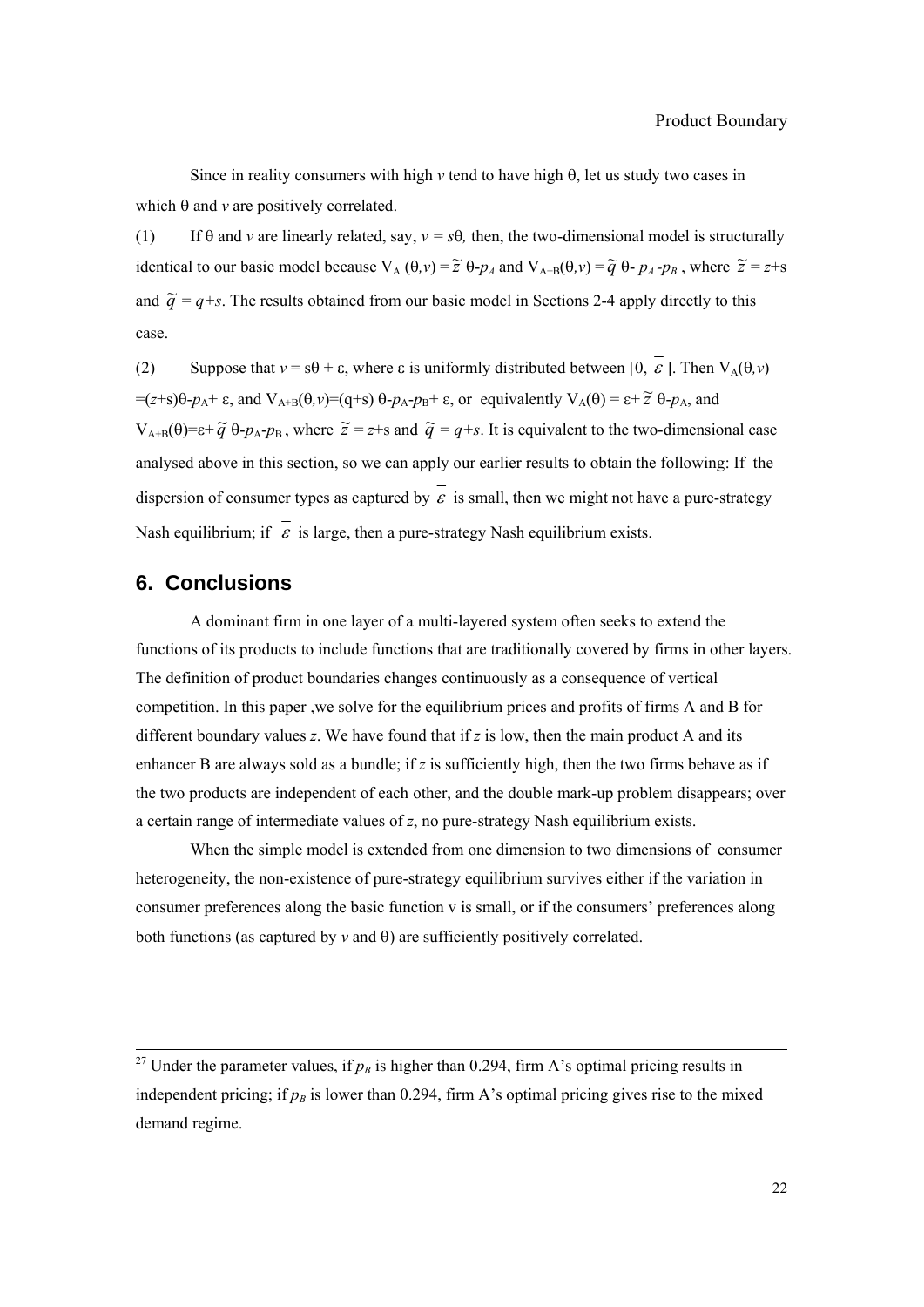Since in reality consumers with high $v$ tend to have high θ, let us study two cases in which θ and $v$ are positively correlated.

(1) If θ and $v$ are linearly related, say, $v = s\theta$, then, the two-dimensional model is structurally identical to our basic model because $V_A(\theta, v) = \tilde{z}\,\theta - p_A$ and $V_{A+B}(\theta, v) = \tilde{q}\,\theta - p_A - p_B$, where $\tilde{z} = z+s$ and $\tilde{q} = q+s$. The results obtained from our basic model in Sections 2-4 apply directly to this case.

(2) Suppose that $v = s\theta + \varepsilon$, where ε is uniformly distributed between $[0, \bar{\varepsilon}]$. Then $V_A(\theta, v) = (z+s)\theta - p_A + \varepsilon$, and $V_{A+B}(\theta, v) = (q+s)\,\theta - p_A - p_B + \varepsilon$, or equivalently $V_A(\theta) = \varepsilon + \tilde{z}\,\theta - p_A$, and $V_{A+B}(\theta) = \varepsilon + \tilde{q}\,\theta - p_A - p_B$, where $\tilde{z} = z+s$ and $\tilde{q} = q+s$. It is equivalent to the two-dimensional case analysed above in this section, so we can apply our earlier results to obtain the following: If the dispersion of consumer types as captured by $\bar{\varepsilon}$ is small, then we might not have a pure-strategy Nash equilibrium; if $\bar{\varepsilon}$ is large, then a pure-strategy Nash equilibrium exists.

## 6. Conclusions

A dominant firm in one layer of a multi-layered system often seeks to extend the functions of its products to include functions that are traditionally covered by firms in other layers. The definition of product boundaries changes continuously as a consequence of vertical competition. In this paper ,we solve for the equilibrium prices and profits of firms A and B for different boundary values $z$. We have found that if $z$ is low, then the main product A and its enhancer B are always sold as a bundle; if $z$ is sufficiently high, then the two firms behave as if the two products are independent of each other, and the double mark-up problem disappears; over a certain range of intermediate values of $z$, no pure-strategy Nash equilibrium exists.

When the simple model is extended from one dimension to two dimensions of consumer heterogeneity, the non-existence of pure-strategy equilibrium survives either if the variation in consumer preferences along the basic function v is small, or if the consumers' preferences along both functions (as captured by $v$ and θ) are sufficiently positively correlated.

---

[27] Under the parameter values, if $p_B$ is higher than 0.294, firm A's optimal pricing results in independent pricing; if $p_B$ is lower than 0.294, firm A's optimal pricing gives rise to the mixed demand regime.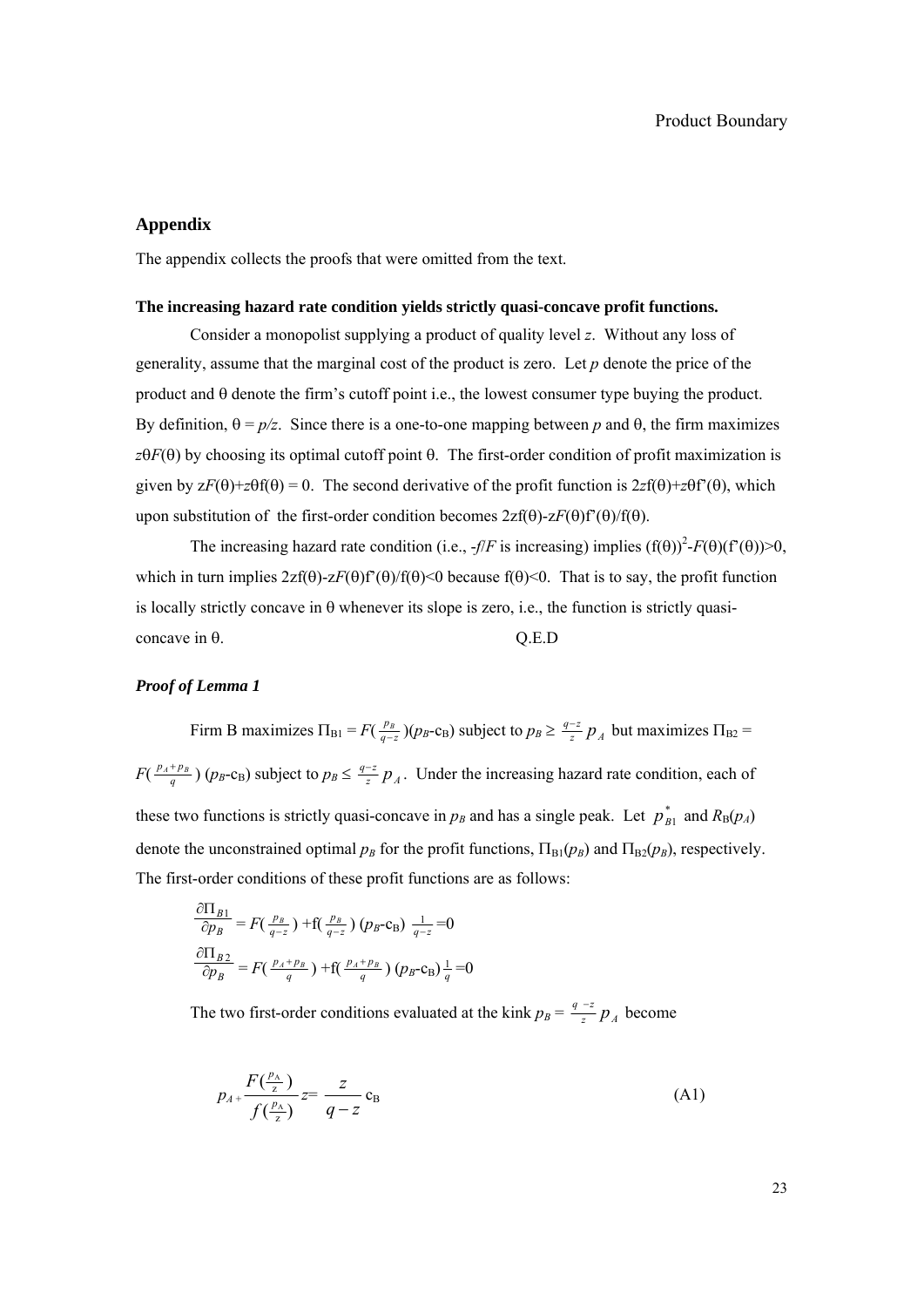## Appendix

The appendix collects the proofs that were omitted from the text.

**The increasing hazard rate condition yields strictly quasi-concave profit functions.**

Consider a monopolist supplying a product of quality level $z$. Without any loss of generality, assume that the marginal cost of the product is zero. Let $p$ denote the price of the product and θ denote the firm's cutoff point i.e., the lowest consumer type buying the product. By definition, $\theta = p/z$. Since there is a one-to-one mapping between $p$ and θ, the firm maximizes $z\theta F(\theta)$ by choosing its optimal cutoff point θ. The first-order condition of profit maximization is given by $zF(\theta)+z\theta f(\theta) = 0$. The second derivative of the profit function is $2zf(\theta)+z\theta f'(\theta)$, which upon substitution of the first-order condition becomes $2zf(\theta)-zF(\theta)f'(\theta)/f(\theta)$.

The increasing hazard rate condition (i.e., $-f/F$ is increasing) implies $(f(\theta))^2-F(\theta)(f'(\theta))>0$, which in turn implies $2zf(\theta)-zF(\theta)f'(\theta)/f(\theta)<0$ because $f(\theta)<0$. That is to say, the profit function is locally strictly concave in θ whenever its slope is zero, i.e., the function is strictly quasi-concave in θ. Q.E.D

***Proof of Lemma 1***

Firm B maximizes $\Pi_{B1} = F(\frac{p_B}{q-z})(p_B-c_B)$ subject to $p_B \geq \frac{q-z}{z}p_A$ but maximizes $\Pi_{B2} = F(\frac{p_A+p_B}{q})(p_B-c_B)$ subject to $p_B \leq \frac{q-z}{z}p_A$. Under the increasing hazard rate condition, each of these two functions is strictly quasi-concave in $p_B$ and has a single peak. Let $p^*_{B1}$ and $R_B(p_A)$ denote the unconstrained optimal $p_B$ for the profit functions, $\Pi_{B1}(p_B)$ and $\Pi_{B2}(p_B)$, respectively. The first-order conditions of these profit functions are as follows:

$$\frac{\partial \Pi_{B1}}{\partial p_B} = F(\tfrac{p_B}{q-z}) + f(\tfrac{p_B}{q-z})(p_B-c_B)\tfrac{1}{q-z} = 0$$

$$\frac{\partial \Pi_{B2}}{\partial p_B} = F(\tfrac{p_A+p_B}{q}) + f(\tfrac{p_A+p_B}{q})(p_B-c_B)\tfrac{1}{q} = 0$$

The two first-order conditions evaluated at the kink $p_B = \frac{q-z}{z}p_A$ become

$$p_A + \frac{F(\frac{p_A}{z})}{f(\frac{p_A}{z})}z = \frac{z}{q-z}c_B \tag{A1}$$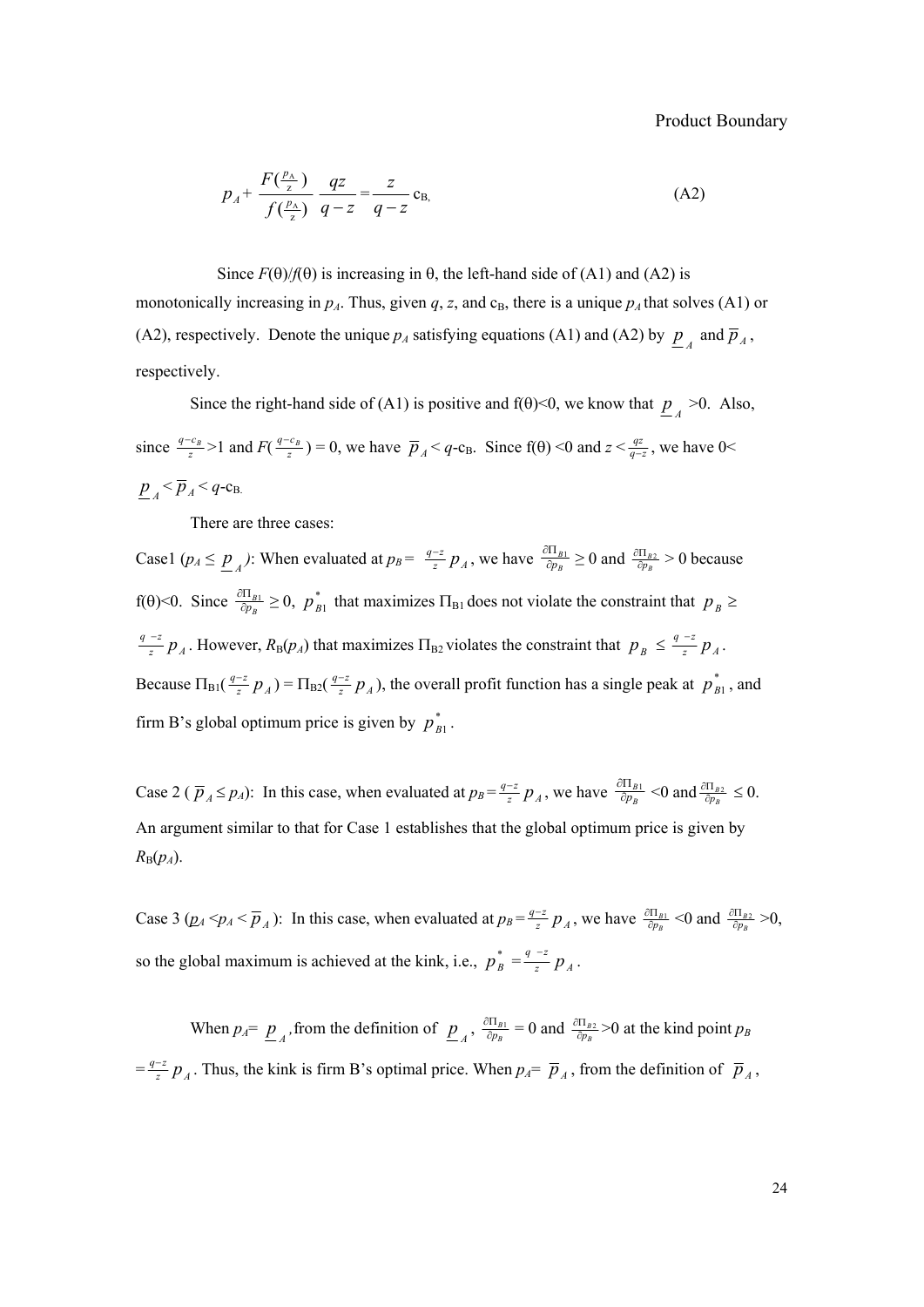$$p_A + \frac{F(\frac{p_A}{z})}{f(\frac{p_A}{z})}\frac{qz}{q-z} = \frac{z}{q-z}c_B, \tag{A2}$$

Since $F(\theta)/f(\theta)$ is increasing in $\theta$, the left-hand side of (A1) and (A2) is monotonically increasing in $p_A$. Thus, given $q$, $z$, and $c_B$, there is a unique $p_A$ that solves (A1) or (A2), respectively. Denote the unique $p_A$ satisfying equations (A1) and (A2) by $\underline{p}_A$ and $\overline{p}_A$, respectively.

Since the right-hand side of (A1) is positive and $f(\theta)<0$, we know that $\underline{p}_A > 0$. Also, since $\frac{q-c_B}{z}>1$ and $F(\frac{q-c_B}{z}) = 0$, we have $\overline{p}_A < q-c_B$. Since $f(\theta) < 0$ and $z < \frac{qz}{q-z}$, we have $0 < \underline{p}_A < \overline{p}_A < q-c_B$.

There are three cases:

Case1 ($p_A \le \underline{p}_A$): When evaluated at $p_B = \frac{q-z}{z}p_A$, we have $\frac{\partial \Pi_{B1}}{\partial p_B} \ge 0$ and $\frac{\partial \Pi_{B2}}{\partial p_B} > 0$ because $f(\theta)<0$. Since $\frac{\partial \Pi_{B1}}{\partial p_B} \ge 0$, $p^*_{B1}$ that maximizes $\Pi_{B1}$ does not violate the constraint that $p_B \ge \frac{q-z}{z}p_A$. However, $R_B(p_A)$ that maximizes $\Pi_{B2}$ violates the constraint that $p_B \le \frac{q-z}{z}p_A$. Because $\Pi_{B1}(\frac{q-z}{z}p_A) = \Pi_{B2}(\frac{q-z}{z}p_A)$, the overall profit function has a single peak at $p^*_{B1}$, and firm B's global optimum price is given by $p^*_{B1}$.

Case 2 ($\overline{p}_A \le p_A$): In this case, when evaluated at $p_B = \frac{q-z}{z}p_A$, we have $\frac{\partial \Pi_{B1}}{\partial p_B} < 0$ and $\frac{\partial \Pi_{B2}}{\partial p_B} \le 0$. An argument similar to that for Case 1 establishes that the global optimum price is given by $R_B(p_A)$.

Case 3 ($\underline{p}_A < p_A < \overline{p}_A$): In this case, when evaluated at $p_B = \frac{q-z}{z}p_A$, we have $\frac{\partial \Pi_{B1}}{\partial p_B} < 0$ and $\frac{\partial \Pi_{B2}}{\partial p_B} > 0$, so the global maximum is achieved at the kink, i.e., $p^*_B = \frac{q-z}{z}p_A$.

When $p_A = \underline{p}_A$, from the definition of $\underline{p}_A$, $\frac{\partial \Pi_{B1}}{\partial p_B} = 0$ and $\frac{\partial \Pi_{B2}}{\partial p_B} > 0$ at the kind point $p_B = \frac{q-z}{z}p_A$. Thus, the kink is firm B's optimal price. When $p_A = \overline{p}_A$, from the definition of $\overline{p}_A$,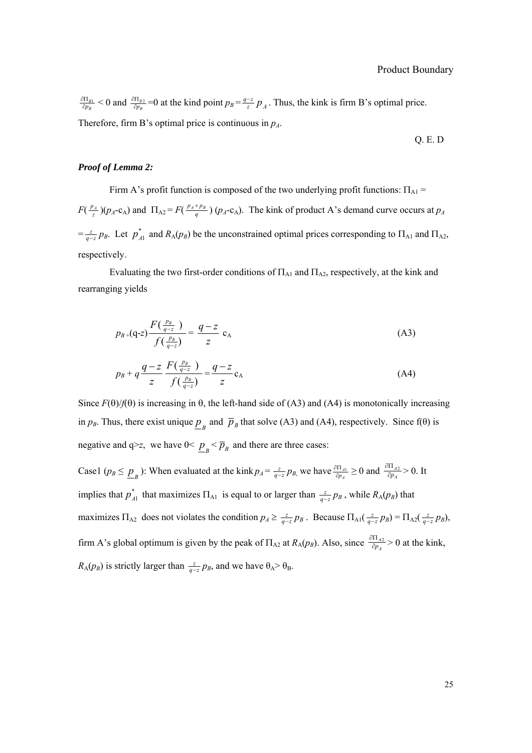$\frac{\partial \Pi_{B1}}{\partial p_B} < 0$ and $\frac{\partial \Pi_{B2}}{\partial p_B} = 0$ at the kind point $p_B = \frac{q-z}{z} p_A$. Thus, the kink is firm B's optimal price. Therefore, firm B's optimal price is continuous in $p_A$.

Q. E. D

***Proof of Lemma 2:***

Firm A's profit function is composed of the two underlying profit functions: $\Pi_{A1} = F(\frac{p_A}{z})(p_A\text{-c}_A)$ and $\Pi_{A2} = F(\frac{p_A+p_B}{q})(p_A\text{-c}_A)$. The kink of product A's demand curve occurs at $p_A = \frac{z}{q-z} p_B$. Let $p_{A1}^*$ and $R_A(p_B)$ be the unconstrained optimal prices corresponding to $\Pi_{A1}$ and $\Pi_{A2}$, respectively.

Evaluating the two first-order conditions of $\Pi_{A1}$ and $\Pi_{A2}$, respectively, at the kink and rearranging yields

$$p_B + (q\text{-}z)\frac{F(\frac{p_B}{q-z})}{f(\frac{p_B}{q-z})} = \frac{q-z}{z}\, c_A \tag{A3}$$

$$p_B + q\frac{q-z}{z}\,\frac{F(\frac{p_B}{q-z})}{f(\frac{p_B}{q-z})} = \frac{q-z}{z} c_A \tag{A4}$$

Since $F(\theta)/f(\theta)$ is increasing in $\theta$, the left-hand side of (A3) and (A4) is monotonically increasing in $p_B$. Thus, there exist unique $\underline{p}_B$ and $\overline{p}_B$ that solve (A3) and (A4), respectively. Since $f(\theta)$ is negative and $q>z$, we have $0< \underline{p}_B < \overline{p}_B$ and there are three cases:

Case1 ($p_B \leq \underline{p}_B$): When evaluated at the kink $p_A = \frac{z}{q-z} p_B$, we have $\frac{\partial \Pi_{A1}}{\partial p_A} \geq 0$ and $\frac{\partial \Pi_{A2}}{\partial p_A} > 0$. It implies that $p_{A1}^*$ that maximizes $\Pi_{A1}$ is equal to or larger than $\frac{z}{q-z} p_B$, while $R_A(p_B)$ that maximizes $\Pi_{A2}$ does not violates the condition $p_A \geq \frac{z}{q-z} p_B$. Because $\Pi_{A1}(\frac{z}{q-z} p_B) = \Pi_{A2}(\frac{z}{q-z} p_B)$, firm A's global optimum is given by the peak of $\Pi_{A2}$ at $R_A(p_B)$. Also, since $\frac{\partial \Pi_{A2}}{\partial p_A} > 0$ at the kink, $R_A(p_B)$ is strictly larger than $\frac{z}{q-z} p_B$, and we have $\theta_A > \theta_B$.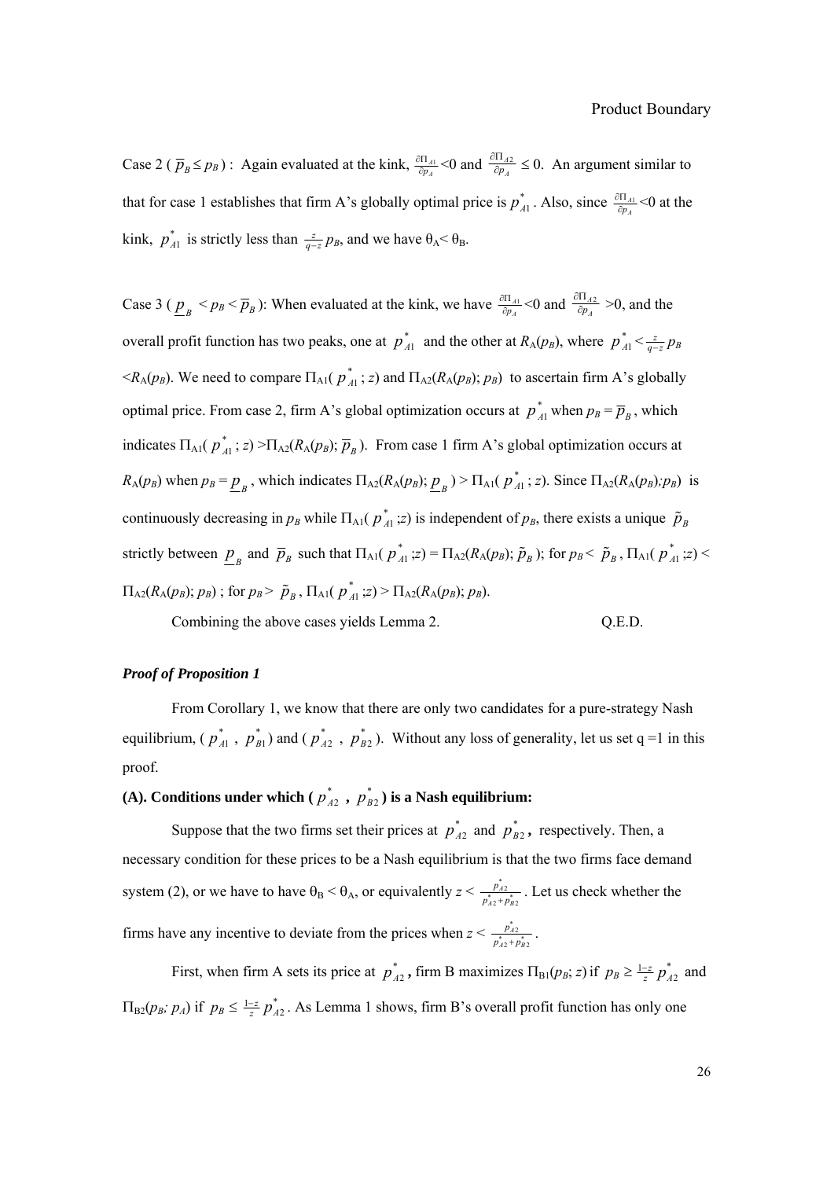Case 2 ( $\overline{p}_B \leq p_B$ ) : Again evaluated at the kink, $\frac{\partial \Pi_{A1}}{\partial p_A}$ <0 and $\frac{\partial \Pi_{A2}}{\partial p_A} \leq 0$. An argument similar to that for case 1 establishes that firm A's globally optimal price is $p^*_{A1}$. Also, since $\frac{\partial \Pi_{A1}}{\partial p_A}$ <0 at the kink, $p^*_{A1}$ is strictly less than $\frac{z}{q-z} p_B$, and we have $\theta_A < \theta_B$.

Case 3 ( $\underline{p}_B < p_B < \overline{p}_B$ ): When evaluated at the kink, we have $\frac{\partial \Pi_{A1}}{\partial p_A}$ <0 and $\frac{\partial \Pi_{A2}}{\partial p_A}$ >0, and the overall profit function has two peaks, one at $p^*_{A1}$ and the other at $R_A(p_B)$, where $p^*_{A1} < \frac{z}{q-z} p_B < R_A(p_B)$. We need to compare $\Pi_{A1}( p^*_{A1} ; z)$ and $\Pi_{A2}(R_A(p_B); p_B)$ to ascertain firm A's globally optimal price. From case 2, firm A's global optimization occurs at $p^*_{A1}$ when $p_B = \overline{p}_B$, which indicates $\Pi_{A1}( p^*_{A1} ; z) > \Pi_{A2}(R_A(p_B); \overline{p}_B)$. From case 1 firm A's global optimization occurs at $R_A(p_B)$ when $p_B = \underline{p}_B$, which indicates $\Pi_{A2}(R_A(p_B); \underline{p}_B) > \Pi_{A1}( p^*_{A1} ; z)$. Since $\Pi_{A2}(R_A(p_B);p_B)$ is continuously decreasing in $p_B$ while $\Pi_{A1}( p^*_{A1} ;z)$ is independent of $p_B$, there exists a unique $\tilde{p}_B$ strictly between $\underline{p}_B$ and $\overline{p}_B$ such that $\Pi_{A1}( p^*_{A1} ;z) = \Pi_{A2}(R_A(p_B); \tilde{p}_B )$; for $p_B < \tilde{p}_B$, $\Pi_{A1}( p^*_{A1} ;z) < \Pi_{A2}(R_A(p_B); p_B)$ ; for $p_B > \tilde{p}_B$, $\Pi_{A1}( p^*_{A1} ;z) > \Pi_{A2}(R_A(p_B); p_B)$.

Combining the above cases yields Lemma 2. Q.E.D.

***Proof of Proposition 1***

From Corollary 1, we know that there are only two candidates for a pure-strategy Nash equilibrium, ( $p^*_{A1}$ , $p^*_{B1}$ ) and ( $p^*_{A2}$ , $p^*_{B2}$ ). Without any loss of generality, let us set q =1 in this proof.

**(A). Conditions under which ( $p^*_{A2}$ , $p^*_{B2}$ ) is a Nash equilibrium:**

Suppose that the two firms set their prices at $p^*_{A2}$ and $p^*_{B2}$, respectively. Then, a necessary condition for these prices to be a Nash equilibrium is that the two firms face demand system (2), or we have to have $\theta_B < \theta_A$, or equivalently $z < \frac{p^*_{A2}}{p^*_{A2}+p^*_{B2}}$. Let us check whether the firms have any incentive to deviate from the prices when $z < \frac{p^*_{A2}}{p^*_{A2}+p^*_{B2}}$.

First, when firm A sets its price at $p^*_{A2}$, firm B maximizes $\Pi_{B1}(p_B; z)$ if $p_B \geq \frac{1-z}{z} p^*_{A2}$ and $\Pi_{B2}(p_B; p_A)$ if $p_B \leq \frac{1-z}{z} p^*_{A2}$. As Lemma 1 shows, firm B's overall profit function has only one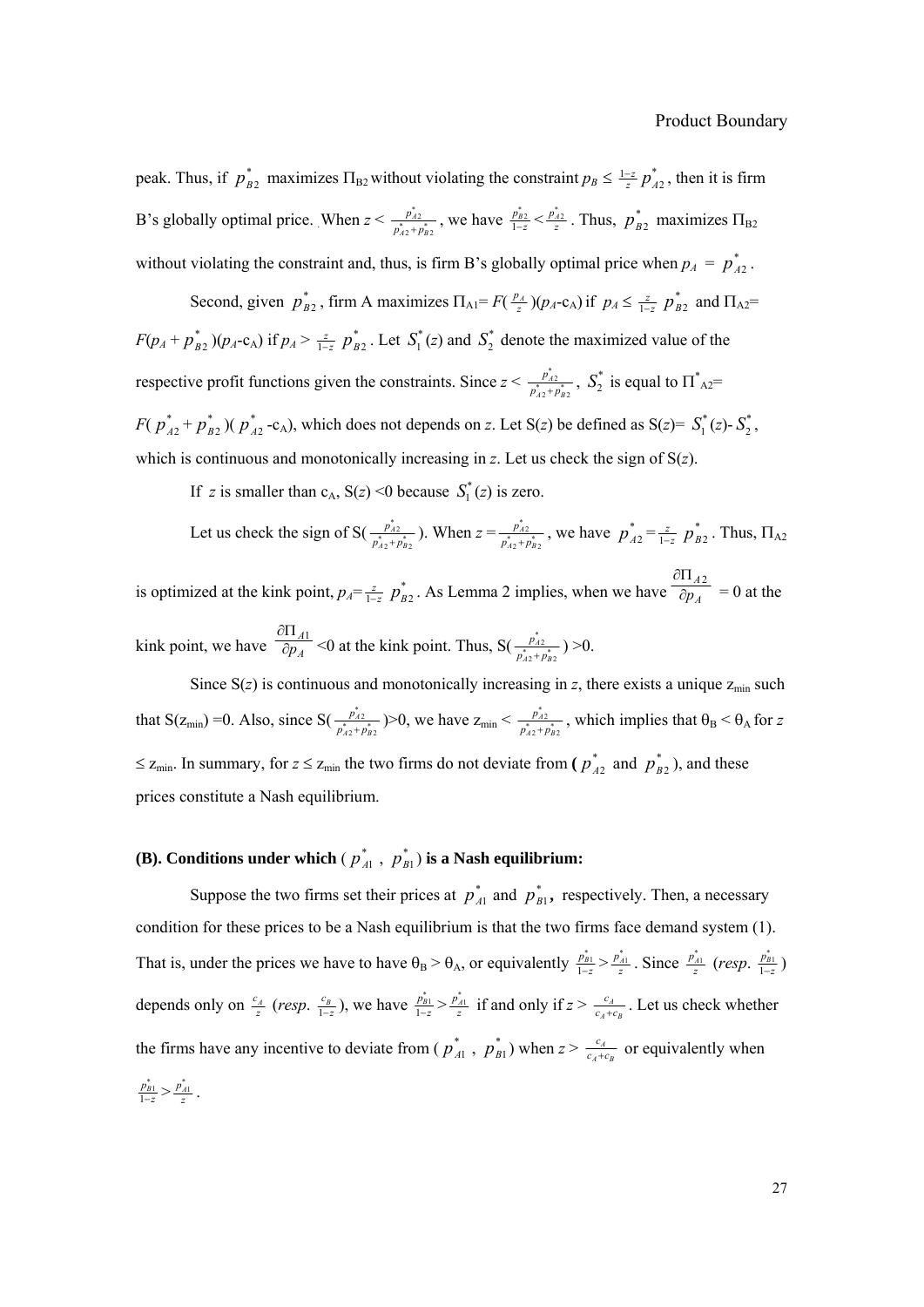peak. Thus, if $p^*_{B2}$ maximizes $\Pi_{B2}$ without violating the constraint $p_B \le \frac{1-z}{z} p^*_{A2}$, then it is firm B's globally optimal price. When $z < \frac{p^*_{A2}}{p^*_{A2}+p^*_{B2}}$, we have $\frac{p^*_{B2}}{1-z} < \frac{p^*_{A2}}{z}$. Thus, $p^*_{B2}$ maximizes $\Pi_{B2}$ without violating the constraint and, thus, is firm B's globally optimal price when $p_A = p^*_{A2}$.

Second, given $p^*_{B2}$, firm A maximizes $\Pi_{A1}= F(\frac{p_A}{z})(p_A\text{-}c_A)$ if $p_A \le \frac{z}{1-z} p^*_{B2}$ and $\Pi_{A2}= F(p_A + p^*_{B2})(p_A\text{-}c_A)$ if $p_A > \frac{z}{1-z} p^*_{B2}$. Let $S^*_1(z)$ and $S^*_2$ denote the maximized value of the respective profit functions given the constraints. Since $z < \frac{p^*_{A2}}{p^*_{A2}+p^*_{B2}}$, $S^*_2$ is equal to $\Pi^*_{A2}= F(p^*_{A2} + p^*_{B2})(p^*_{A2}\text{-}c_A)$, which does not depends on $z$. Let S($z$) be defined as S($z$)= $S^*_1(z)\text{-} S^*_2$, which is continuous and monotonically increasing in $z$. Let us check the sign of S($z$).

If $z$ is smaller than $c_A$, S($z$) <0 because $S^*_1(z)$ is zero.

Let us check the sign of S($\frac{p^*_{A2}}{p^*_{A2}+p^*_{B2}}$). When $z = \frac{p^*_{A2}}{p^*_{A2}+p^*_{B2}}$, we have $p^*_{A2} = \frac{z}{1-z} p^*_{B2}$. Thus, $\Pi_{A2}$ is optimized at the kink point, $p_A = \frac{z}{1-z} p^*_{B2}$. As Lemma 2 implies, when we have $\frac{\partial \Pi_{A2}}{\partial p_A} = 0$ at the kink point, we have $\frac{\partial \Pi_{A1}}{\partial p_A} < 0$ at the kink point. Thus, S($\frac{p^*_{A2}}{p^*_{A2}+p^*_{B2}}$) >0.

Since S($z$) is continuous and monotonically increasing in $z$, there exists a unique $z_{min}$ such that S($z_{min}$) =0. Also, since S($\frac{p^*_{A2}}{p^*_{A2}+p^*_{B2}}$)>0, we have $z_{min} < \frac{p^*_{A2}}{p^*_{A2}+p^*_{B2}}$, which implies that $\theta_B < \theta_A$ for $z \le z_{min}$. In summary, for $z \le z_{min}$ the two firms do not deviate from **(** $p^*_{A2}$ and $p^*_{B2}$), and these prices constitute a Nash equilibrium.

**(B). Conditions under which (** $p^*_{A1}$ , $p^*_{B1}$**) is a Nash equilibrium:**

Suppose the two firms set their prices at $p^*_{A1}$ and $p^*_{B1}$**,** respectively. Then, a necessary condition for these prices to be a Nash equilibrium is that the two firms face demand system (1). That is, under the prices we have to have $\theta_B > \theta_A$, or equivalently $\frac{p^*_{B1}}{1-z} > \frac{p^*_{A1}}{z}$. Since $\frac{p^*_{A1}}{z}$ (*resp.* $\frac{p^*_{B1}}{1-z}$) depends only on $\frac{c_A}{z}$ (*resp.* $\frac{c_B}{1-z}$), we have $\frac{p^*_{B1}}{1-z} > \frac{p^*_{A1}}{z}$ if and only if $z > \frac{c_A}{c_A+c_B}$. Let us check whether the firms have any incentive to deviate from ( $p^*_{A1}$ , $p^*_{B1}$) when $z > \frac{c_A}{c_A+c_B}$ or equivalently when $\frac{p^*_{B1}}{1-z} > \frac{p^*_{A1}}{z}$.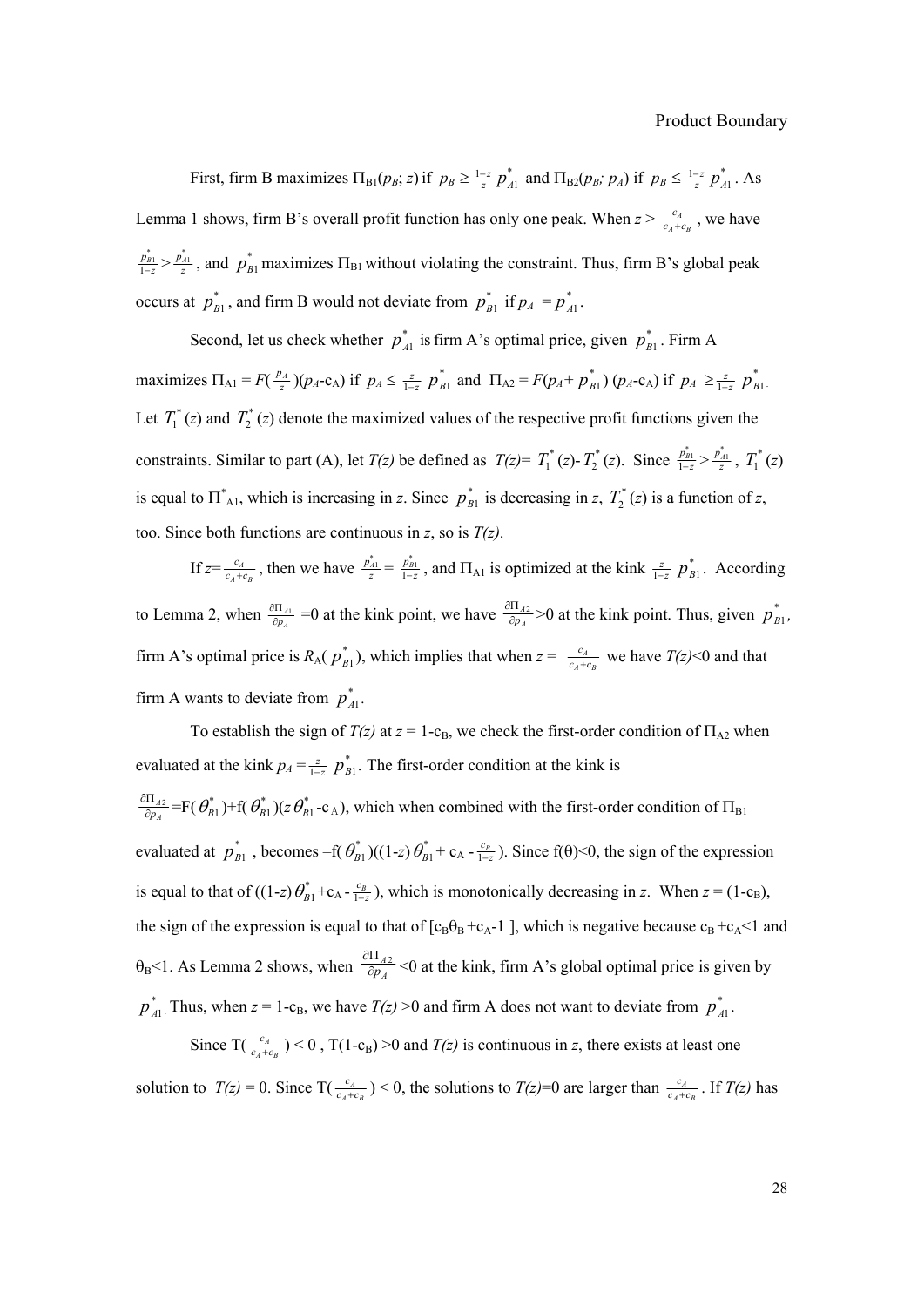First, firm B maximizes $\Pi_{B1}(p_B; z)$ if $p_B \geq \frac{1-z}{z} p^*_{A1}$ and $\Pi_{B2}(p_B; p_A)$ if $p_B \leq \frac{1-z}{z} p^*_{A1}$. As Lemma 1 shows, firm B's overall profit function has only one peak. When $z > \frac{c_A}{c_A+c_B}$, we have $\frac{p^*_{B1}}{1-z} > \frac{p^*_{A1}}{z}$, and $p^*_{B1}$ maximizes $\Pi_{B1}$ without violating the constraint. Thus, firm B's global peak occurs at $p^*_{B1}$, and firm B would not deviate from $p^*_{B1}$ if $p_A = p^*_{A1}$.

Second, let us check whether $p^*_{A1}$ is firm A's optimal price, given $p^*_{B1}$. Firm A maximizes $\Pi_{A1} = F(\frac{p_A}{z})(p_A\text{-}c_A)$ if $p_A \leq \frac{z}{1-z} p^*_{B1}$ and $\Pi_{A2} = F(p_A + p^*_{B1})(p_A\text{-}c_A)$ if $p_A \geq \frac{z}{1-z} p^*_{B1}$. Let $T^*_1(z)$ and $T^*_2(z)$ denote the maximized values of the respective profit functions given the constraints. Similar to part (A), let $T(z)$ be defined as $T(z) = T^*_1(z)\text{-} T^*_2(z)$. Since $\frac{p^*_{B1}}{1-z} > \frac{p^*_{A1}}{z}$, $T^*_1(z)$ is equal to $\Pi^*_{A1}$, which is increasing in $z$. Since $p^*_{B1}$ is decreasing in $z$, $T^*_2(z)$ is a function of $z$, too. Since both functions are continuous in $z$, so is $T(z)$.

If $z = \frac{c_A}{c_A+c_B}$, then we have $\frac{p^*_{A1}}{z} = \frac{p^*_{B1}}{1-z}$, and $\Pi_{A1}$ is optimized at the kink $\frac{z}{1-z} p^*_{B1}$. According to Lemma 2, when $\frac{\partial \Pi_{A1}}{\partial p_A} = 0$ at the kink point, we have $\frac{\partial \Pi_{A2}}{\partial p_A} > 0$ at the kink point. Thus, given $p^*_{B1}$, firm A's optimal price is $R_A(p^*_{B1})$, which implies that when $z = \frac{c_A}{c_A+c_B}$ we have $T(z)<0$ and that firm A wants to deviate from $p^*_{A1}$.

To establish the sign of $T(z)$ at $z = 1\text{-}c_B$, we check the first-order condition of $\Pi_{A2}$ when evaluated at the kink $p_A = \frac{z}{1-z} p^*_{B1}$. The first-order condition at the kink is $\frac{\partial \Pi_{A2}}{\partial p_A} = F(\theta^*_{B1}) + f(\theta^*_{B1})(z\theta^*_{B1}\text{-}c_A)$, which when combined with the first-order condition of $\Pi_{B1}$ evaluated at $p^*_{B1}$, becomes $-f(\theta^*_{B1})((1\text{-}z)\theta^*_{B1} + c_A - \frac{c_B}{1-z})$. Since $f(\theta)<0$, the sign of the expression is equal to that of $((1\text{-}z)\theta^*_{B1} + c_A - \frac{c_B}{1-z})$, which is monotonically decreasing in $z$. When $z = (1\text{-}c_B)$, the sign of the expression is equal to that of $[c_B\theta_B + c_A\text{-}1]$, which is negative because $c_B + c_A < 1$ and $\theta_B < 1$. As Lemma 2 shows, when $\frac{\partial \Pi_{A2}}{\partial p_A} < 0$ at the kink, firm A's global optimal price is given by $p^*_{A1}$. Thus, when $z = 1\text{-}c_B$, we have $T(z) > 0$ and firm A does not want to deviate from $p^*_{A1}$.

Since $T(\frac{c_A}{c_A+c_B}) < 0$, $T(1\text{-}c_B) > 0$ and $T(z)$ is continuous in $z$, there exists at least one solution to $T(z) = 0$. Since $T(\frac{c_A}{c_A+c_B}) < 0$, the solutions to $T(z)=0$ are larger than $\frac{c_A}{c_A+c_B}$. If $T(z)$ has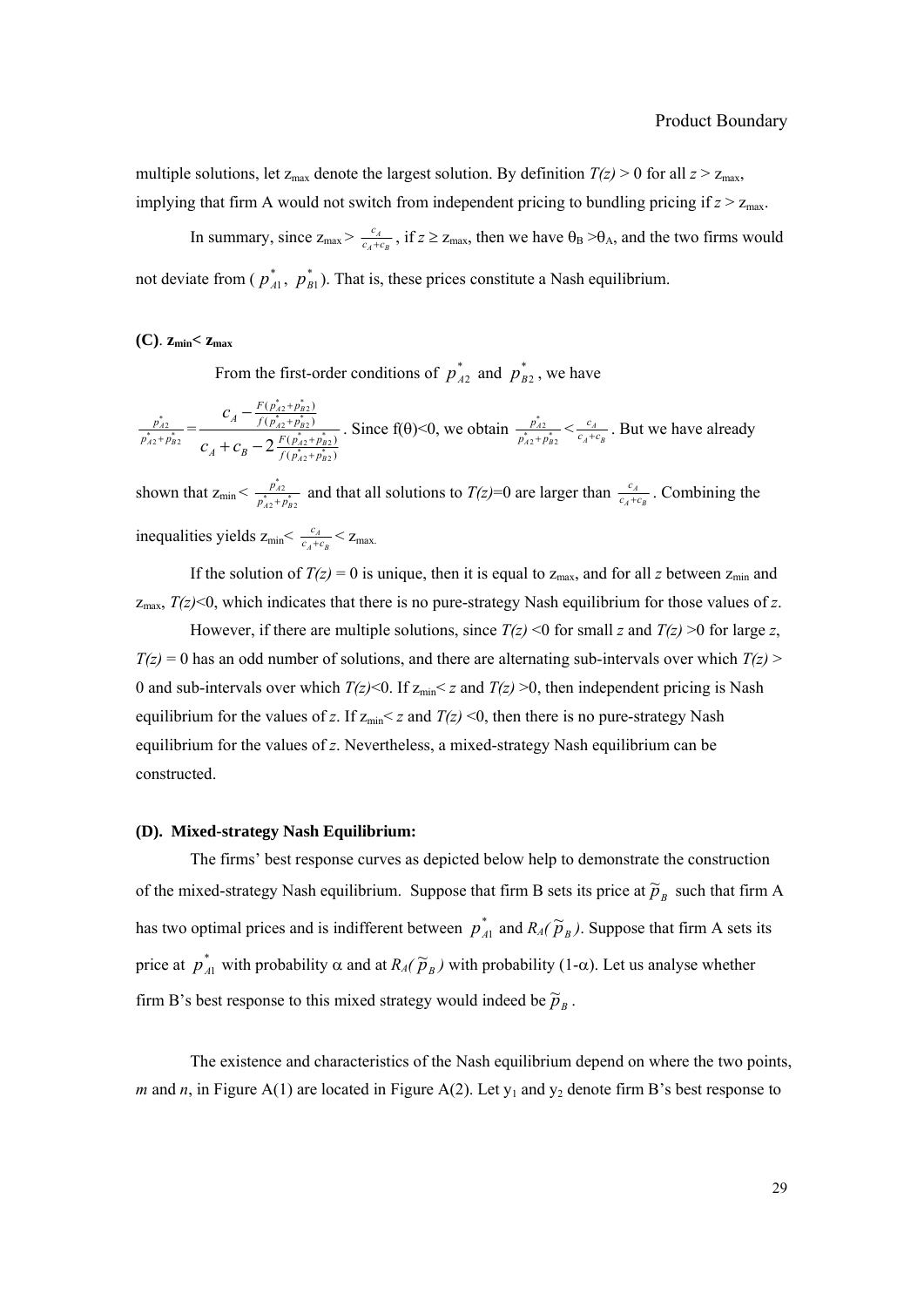multiple solutions, let $z_{max}$ denote the largest solution. By definition $T(z) > 0$ for all $z > z_{max}$, implying that firm A would not switch from independent pricing to bundling pricing if $z > z_{max}$.

In summary, since $z_{max} > \frac{c_A}{c_A+c_B}$, if $z \geq z_{max}$, then we have $\theta_B > \theta_A$, and the two firms would not deviate from ( $p_{A1}^*$, $p_{B1}^*$). That is, these prices constitute a Nash equilibrium.

**(C). $z_{min} < z_{max}$**

From the first-order conditions of $p_{A2}^*$ and $p_{B2}^*$, we have

$$\frac{p_{A2}^*}{p_{A2}^*+p_{B2}^*} = \frac{c_A - \frac{F(p_{A2}^*+p_{B2}^*)}{f(p_{A2}^*+p_{B2}^*)}}{c_A + c_B - 2\frac{F(p_{A2}^*+p_{B2}^*)}{f(p_{A2}^*+p_{B2}^*)}}$$

. Since f(θ)<0, we obtain $\frac{p_{A2}^*}{p_{A2}^*+p_{B2}^*} < \frac{c_A}{c_A+c_B}$. But we have already shown that $z_{min} < \frac{p_{A2}^*}{p_{A2}^*+p_{B2}^*}$ and that all solutions to $T(z)=0$ are larger than $\frac{c_A}{c_A+c_B}$. Combining the inequalities yields $z_{min} < \frac{c_A}{c_A+c_B} < z_{max}$.

If the solution of $T(z) = 0$ is unique, then it is equal to $z_{max}$, and for all $z$ between $z_{min}$ and $z_{max}$, $T(z)<0$, which indicates that there is no pure-strategy Nash equilibrium for those values of $z$.

However, if there are multiple solutions, since $T(z) < 0$ for small $z$ and $T(z) > 0$ for large $z$, $T(z) = 0$ has an odd number of solutions, and there are alternating sub-intervals over which $T(z) > 0$ and sub-intervals over which $T(z)<0$. If $z_{min} < z$ and $T(z) > 0$, then independent pricing is Nash equilibrium for the values of $z$. If $z_{min} < z$ and $T(z) < 0$, then there is no pure-strategy Nash equilibrium for the values of $z$. Nevertheless, a mixed-strategy Nash equilibrium can be constructed.

**(D). Mixed-strategy Nash Equilibrium:**

The firms' best response curves as depicted below help to demonstrate the construction of the mixed-strategy Nash equilibrium. Suppose that firm B sets its price at $\tilde{p}_B$ such that firm A has two optimal prices and is indifferent between $p_{A1}^*$ and $R_A(\tilde{p}_B)$. Suppose that firm A sets its price at $p_{A1}^*$ with probability α and at $R_A(\tilde{p}_B)$ with probability (1-α). Let us analyse whether firm B's best response to this mixed strategy would indeed be $\tilde{p}_B$.

The existence and characteristics of the Nash equilibrium depend on where the two points, *m* and *n*, in Figure A(1) are located in Figure A(2). Let $y_1$ and $y_2$ denote firm B's best response to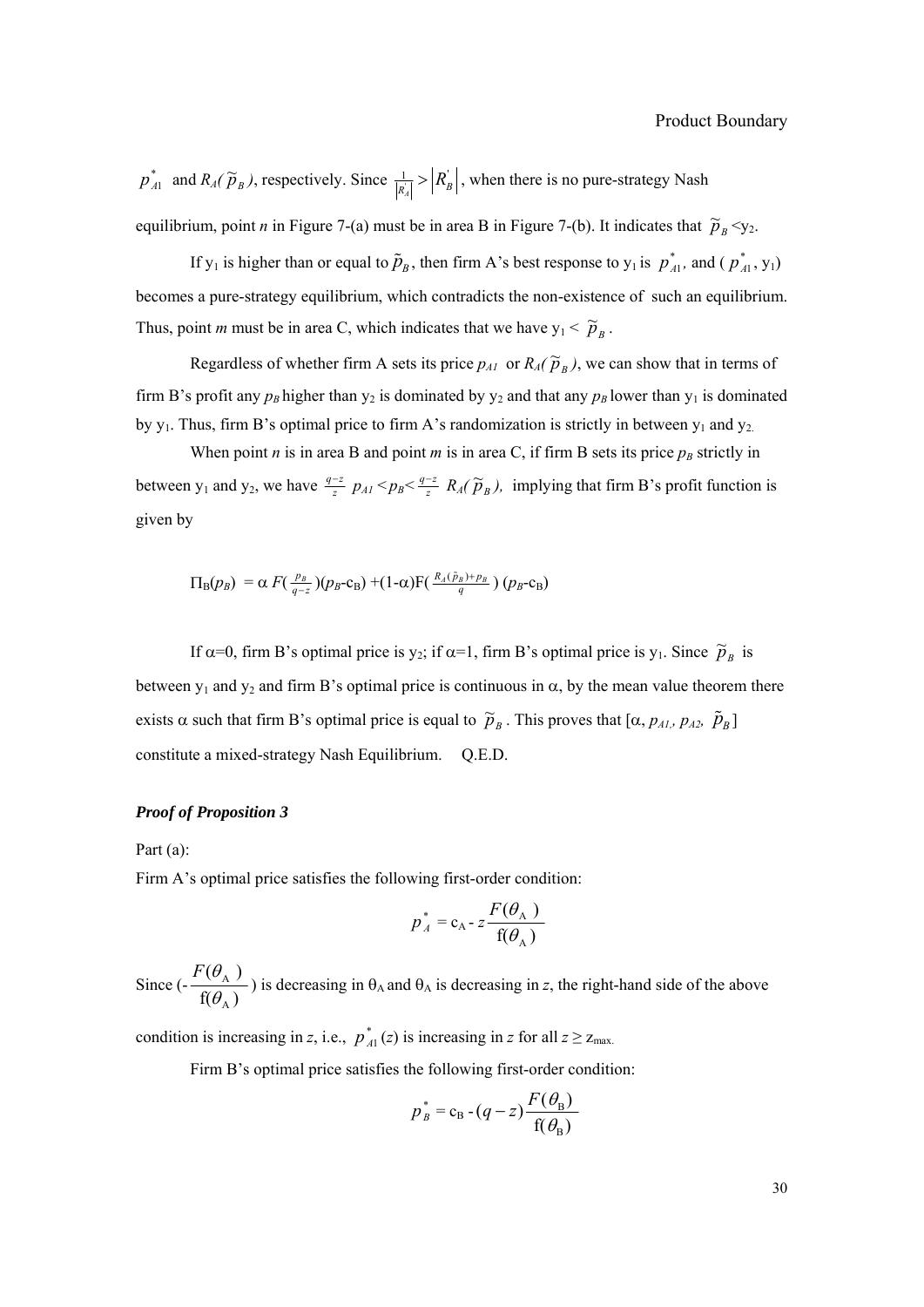$p^*_{A1}$ and $R_A(\tilde{p}_B)$, respectively. Since $\frac{1}{|R'_A|} > |R'_B|$, when there is no pure-strategy Nash equilibrium, point *n* in Figure 7-(a) must be in area B in Figure 7-(b). It indicates that $\tilde{p}_B < y_2$.

If $y_1$ is higher than or equal to $\tilde{p}_B$, then firm A's best response to $y_1$ is $p^*_{A1}$, and ($p^*_{A1}$, $y_1$) becomes a pure-strategy equilibrium, which contradicts the non-existence of such an equilibrium. Thus, point *m* must be in area C, which indicates that we have $y_1 < \tilde{p}_B$.

Regardless of whether firm A sets its price $p_{A1}$ or $R_A(\tilde{p}_B)$, we can show that in terms of firm B's profit any $p_B$ higher than $y_2$ is dominated by $y_2$ and that any $p_B$ lower than $y_1$ is dominated by $y_1$. Thus, firm B's optimal price to firm A's randomization is strictly in between $y_1$ and $y_2$.

When point *n* is in area B and point *m* is in area C, if firm B sets its price $p_B$ strictly in between $y_1$ and $y_2$, we have $\frac{q-z}{z}\ p_{A1} < p_B < \frac{q-z}{z}\ R_A(\tilde{p}_B)$, implying that firm B's profit function is given by

$$\Pi_B(p_B) = \alpha\ F\left(\frac{p_B}{q-z}\right)(p_B - c_B) + (1-\alpha)F\left(\frac{R_A(\tilde{p}_B)+p_B}{q}\right)(p_B - c_B)$$

If $\alpha=0$, firm B's optimal price is $y_2$; if $\alpha=1$, firm B's optimal price is $y_1$. Since $\tilde{p}_B$ is between $y_1$ and $y_2$ and firm B's optimal price is continuous in $\alpha$, by the mean value theorem there exists $\alpha$ such that firm B's optimal price is equal to $\tilde{p}_B$. This proves that [$\alpha$, $p_{A1}$, $p_{A2}$, $\tilde{p}_B$] constitute a mixed-strategy Nash Equilibrium. Q.E.D.

### *Proof of Proposition 3*

Part (a):

Firm A's optimal price satisfies the following first-order condition:

$$p^*_A = c_A - z\frac{F(\theta_A)}{f(\theta_A)}$$

Since $\left(-\frac{F(\theta_A)}{f(\theta_A)}\right)$ is decreasing in $\theta_A$ and $\theta_A$ is decreasing in $z$, the right-hand side of the above condition is increasing in $z$, i.e., $p^*_{A1}(z)$ is increasing in $z$ for all $z \geq z_{max}$.

Firm B's optimal price satisfies the following first-order condition:

$$p^*_B = c_B - (q-z)\frac{F(\theta_B)}{f(\theta_B)}$$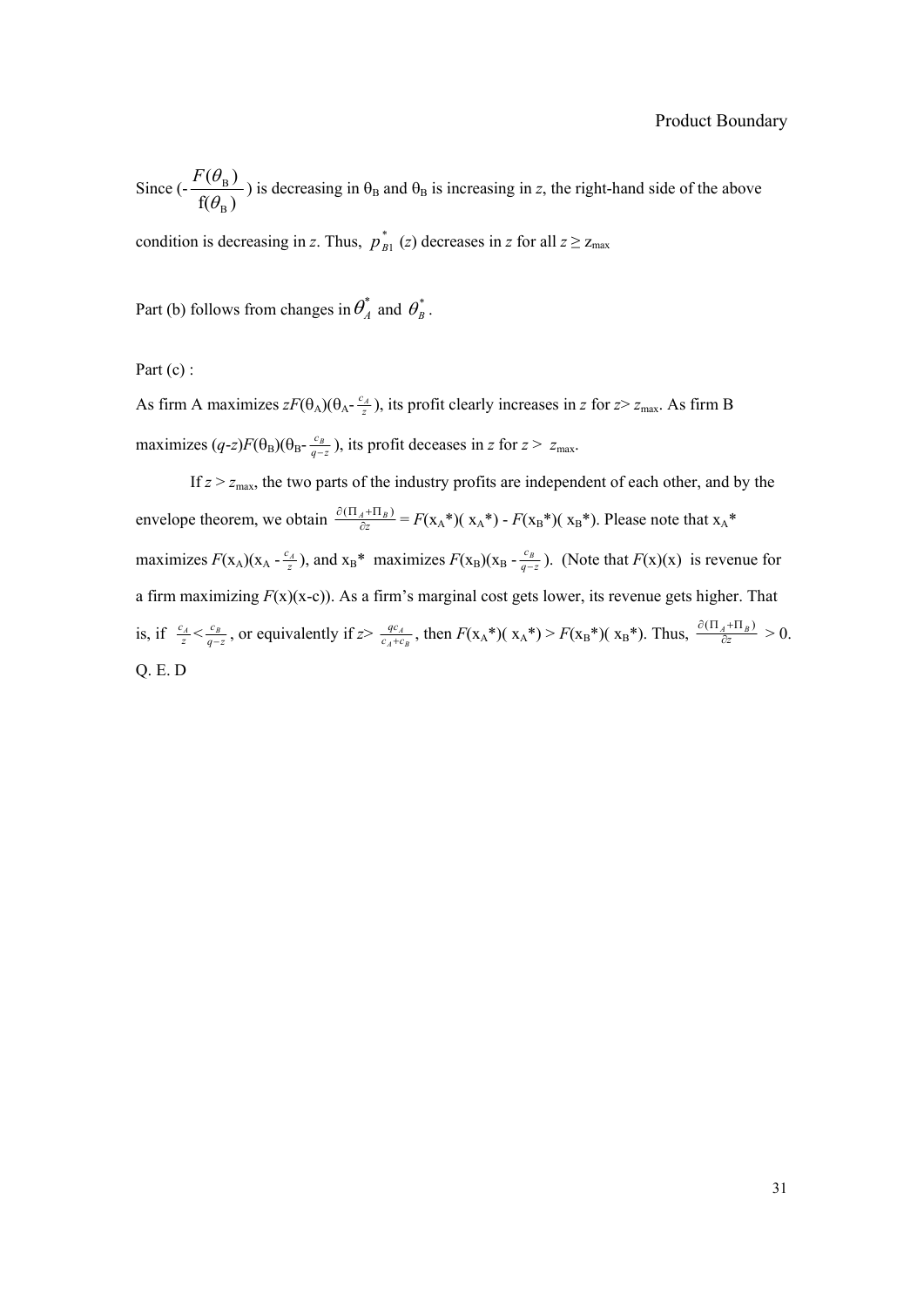Since $\left(-\frac{F(\theta_B)}{f(\theta_B)}\right)$ is decreasing in $\theta_B$ and $\theta_B$ is increasing in $z$, the right-hand side of the above condition is decreasing in $z$. Thus, $p^*_{B1}(z)$ decreases in $z$ for all $z \geq z_{max}$

Part (b) follows from changes in $\theta^*_A$ and $\theta^*_B$.

Part (c) :

As firm A maximizes $zF(\theta_A)(\theta_A - \frac{c_A}{z})$, its profit clearly increases in $z$ for $z > z_{max}$. As firm B maximizes $(q-z)F(\theta_B)(\theta_B - \frac{c_B}{q-z})$, its profit deceases in $z$ for $z > z_{max}$.

If $z > z_{max}$, the two parts of the industry profits are independent of each other, and by the envelope theorem, we obtain $\frac{\partial(\Pi_A + \Pi_B)}{\partial z} = F(x_A^*)(x_A^*) - F(x_B^*)(x_B^*)$. Please note that $x_A^*$ maximizes $F(x_A)(x_A - \frac{c_A}{z})$, and $x_B^*$ maximizes $F(x_B)(x_B - \frac{c_B}{q-z})$. (Note that $F(x)(x)$ is revenue for a firm maximizing $F(x)(x-c)$). As a firm's marginal cost gets lower, its revenue gets higher. That is, if $\frac{c_A}{z} < \frac{c_B}{q-z}$, or equivalently if $z > \frac{qc_A}{c_A + c_B}$, then $F(x_A^*)(x_A^*) > F(x_B^*)(x_B^*)$. Thus, $\frac{\partial(\Pi_A + \Pi_B)}{\partial z} > 0$.

Q. E. D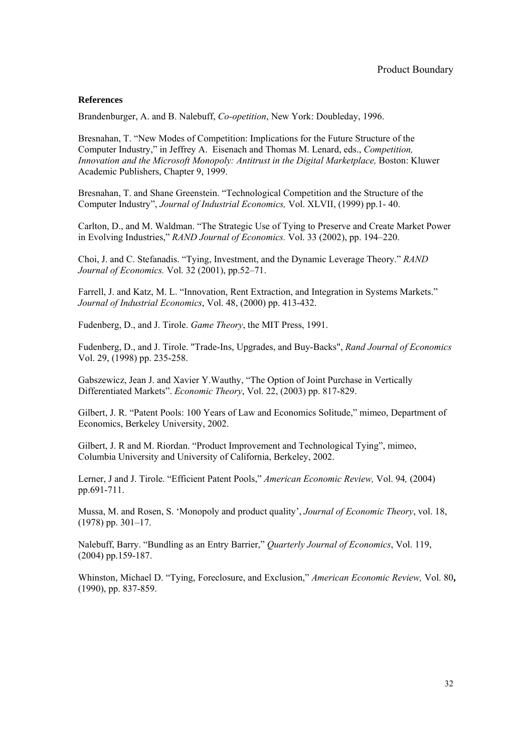**References**

Brandenburger, A. and B. Nalebuff, *Co-opetition*, New York: Doubleday, 1996.

Bresnahan, T. "New Modes of Competition: Implications for the Future Structure of the Computer Industry," in Jeffrey A. Eisenach and Thomas M. Lenard, eds., *Competition, Innovation and the Microsoft Monopoly: Antitrust in the Digital Marketplace,* Boston: Kluwer Academic Publishers, Chapter 9, 1999.

Bresnahan, T. and Shane Greenstein. "Technological Competition and the Structure of the Computer Industry", *Journal of Industrial Economics,* Vol. XLVII, (1999) pp.1- 40.

Carlton, D., and M. Waldman. "The Strategic Use of Tying to Preserve and Create Market Power in Evolving Industries," *RAND Journal of Economics.* Vol. 33 (2002), pp. 194–220.

Choi, J. and C. Stefanadis. "Tying, Investment, and the Dynamic Leverage Theory." *RAND Journal of Economics.* Vol. 32 (2001), pp.52–71.

Farrell, J. and Katz, M. L. "Innovation, Rent Extraction, and Integration in Systems Markets." *Journal of Industrial Economics*, Vol. 48, (2000) pp. 413-432.

Fudenberg, D., and J. Tirole. *Game Theory*, the MIT Press, 1991.

Fudenberg, D., and J. Tirole. "Trade-Ins, Upgrades, and Buy-Backs", *Rand Journal of Economics* Vol. 29, (1998) pp. 235-258.

Gabszewicz, Jean J. and Xavier Y.Wauthy, "The Option of Joint Purchase in Vertically Differentiated Markets". *Economic Theory*, Vol. 22, (2003) pp. 817-829.

Gilbert, J. R. "Patent Pools: 100 Years of Law and Economics Solitude," mimeo, Department of Economics, Berkeley University, 2002.

Gilbert, J. R and M. Riordan. "Product Improvement and Technological Tying", mimeo, Columbia University and University of California, Berkeley, 2002.

Lerner, J and J. Tirole. "Efficient Patent Pools," *American Economic Review,* Vol. 94*,* (2004) pp.691-711.

Mussa, M. and Rosen, S. 'Monopoly and product quality', *Journal of Economic Theory*, vol. 18, (1978) pp. 301–17.

Nalebuff, Barry. "Bundling as an Entry Barrier," *Quarterly Journal of Economics*, Vol. 119, (2004) pp.159-187.

Whinston, Michael D. "Tying, Foreclosure, and Exclusion," *American Economic Review,* Vol. 80**,** (1990), pp. 837-859.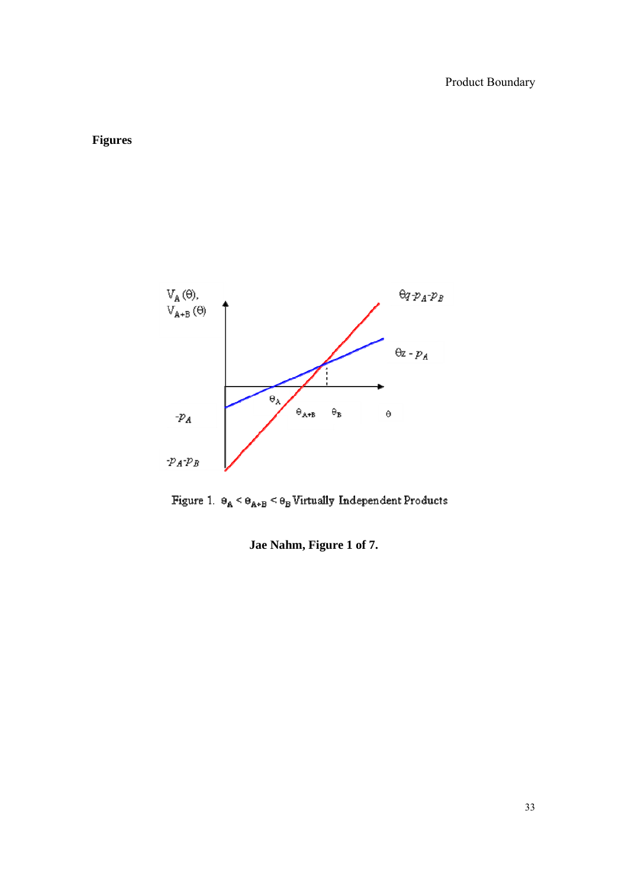**Figures**

Figure 1. $\theta_A < \theta_{A+B} < \theta_B$ Virtually Independent Products

**Jae Nahm, Figure 1 of 7.**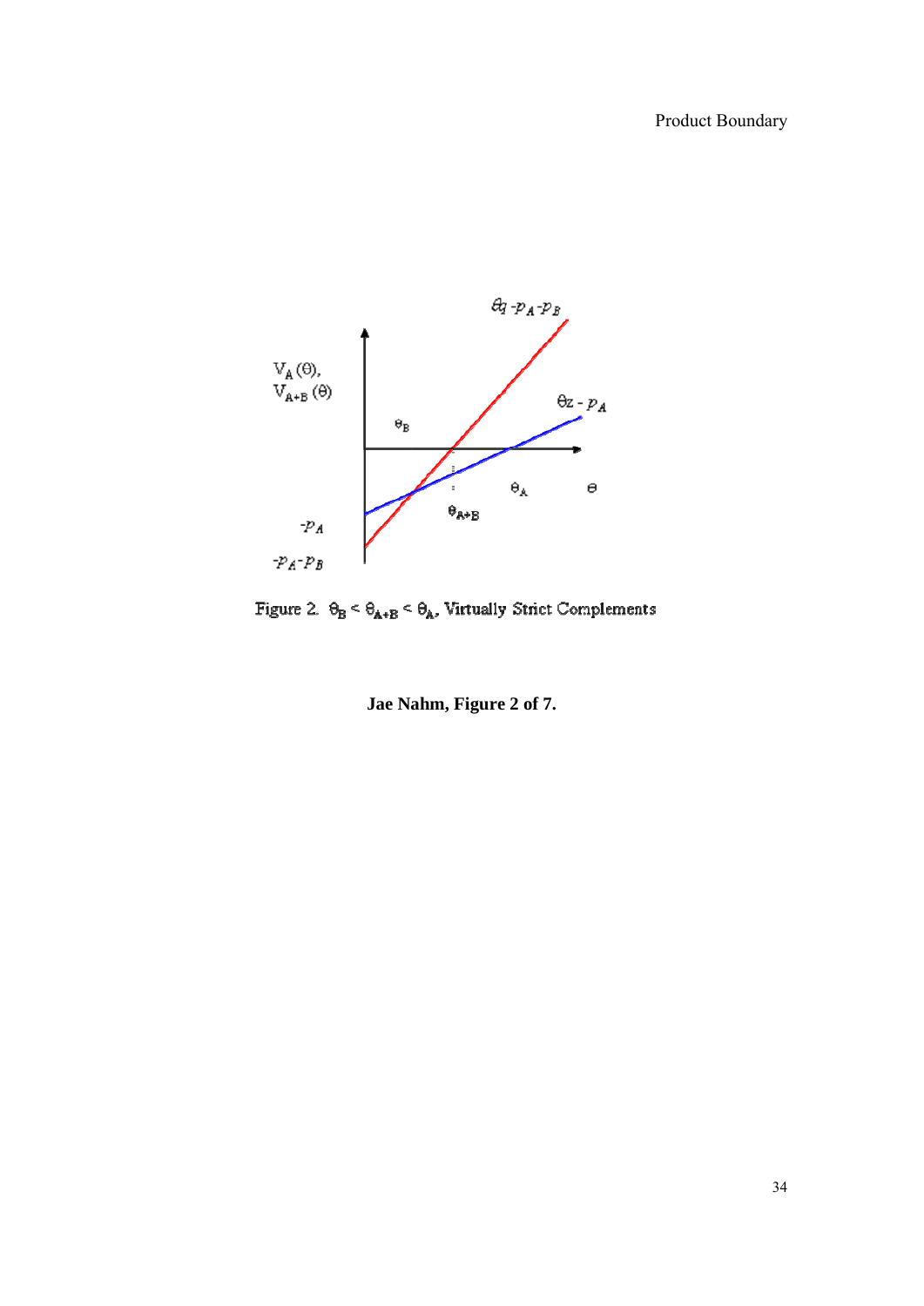Figure 2. $\theta_B < \theta_{A+B} < \theta_A$, Virtually Strict Complements

**Jae Nahm, Figure 2 of 7.**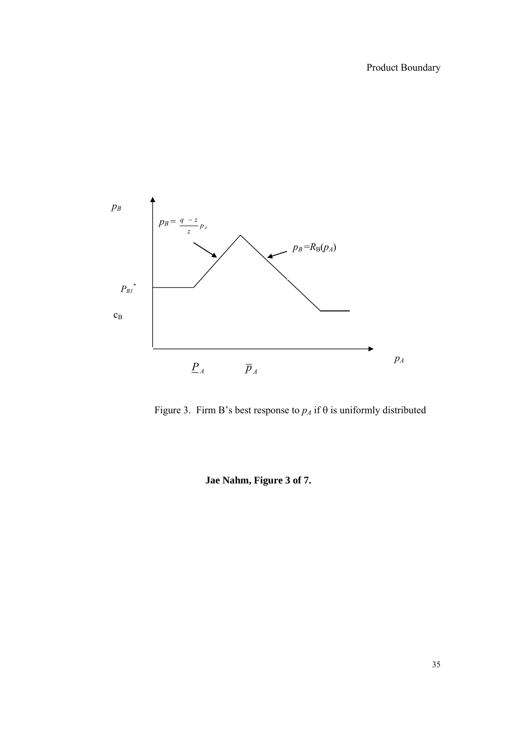Figure 3. Firm B's best response to $p_A$ if θ is uniformly distributed

**Jae Nahm, Figure 3 of 7.**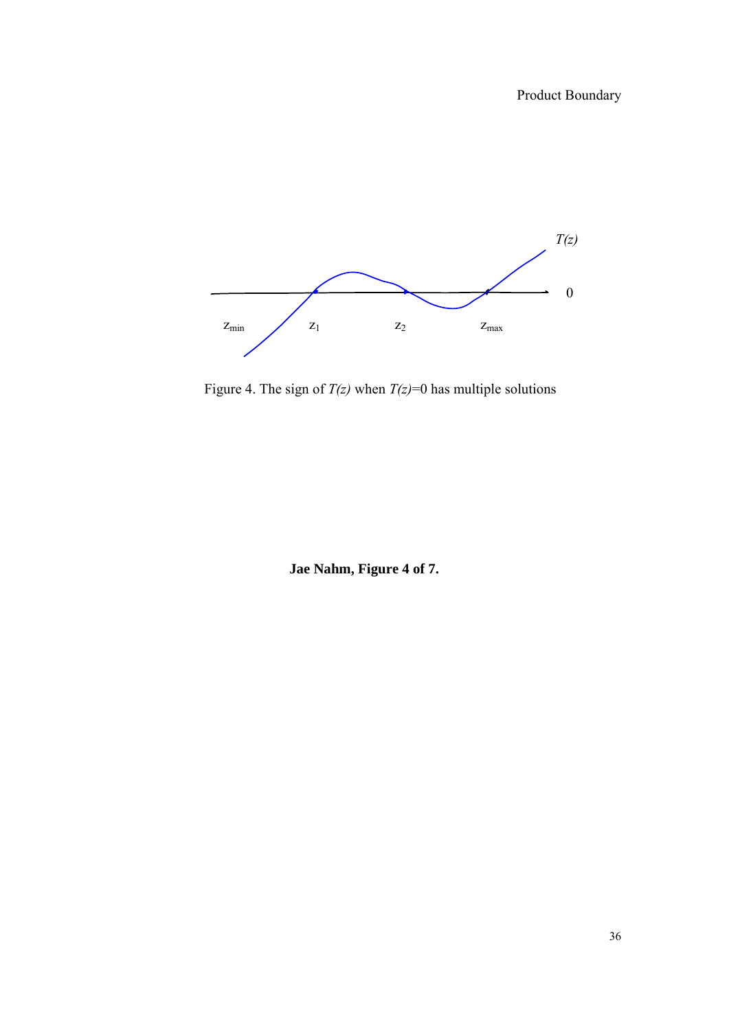Figure 4. The sign of $T(z)$ when $T(z)$=0 has multiple solutions

**Jae Nahm, Figure 4 of 7.**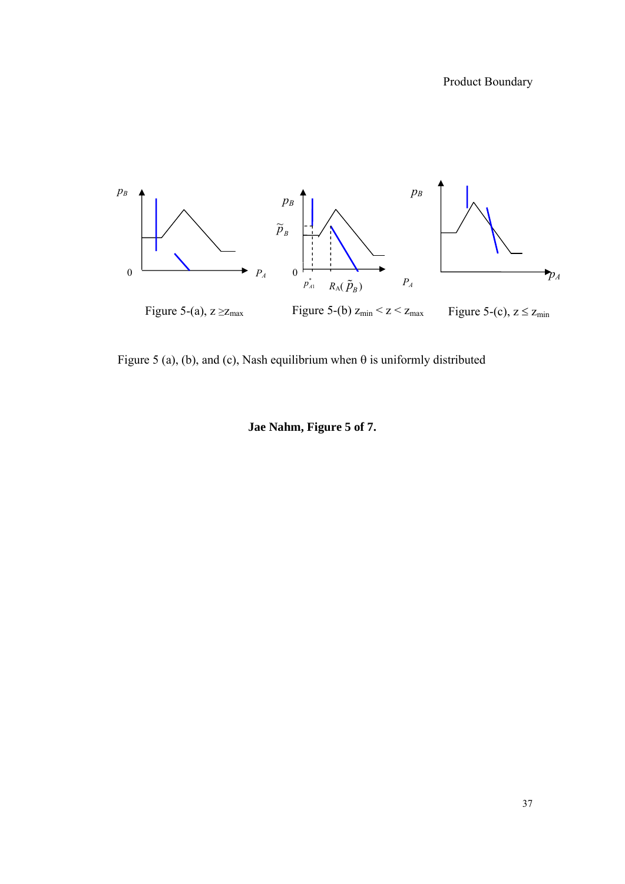Figure 5-(a), $z \geq z_{max}$

Figure 5-(b) $z_{min} < z < z_{max}$

Figure 5-(c), $z \leq z_{min}$

Figure 5 (a), (b), and (c), Nash equilibrium when θ is uniformly distributed

**Jae Nahm, Figure 5 of 7.**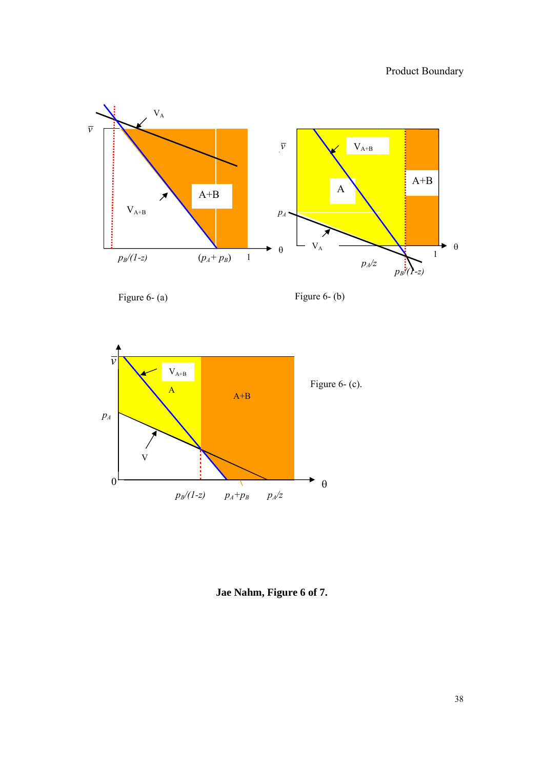Product Boundary

Figure 6- (a)

Figure 6- (b)

Figure 6- (c).

**Jae Nahm, Figure 6 of 7.**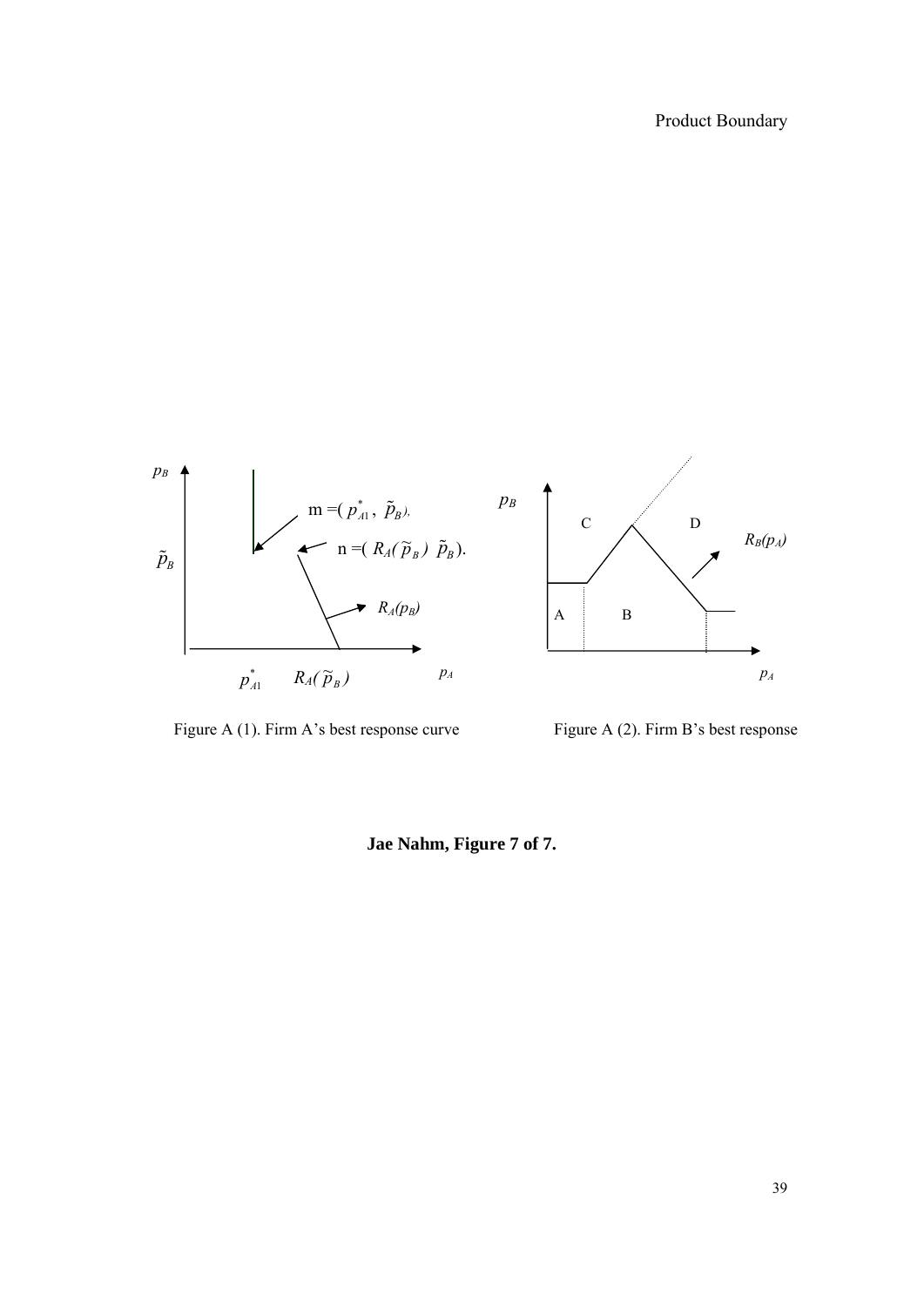$p_B$

$\tilde{p}_B$

m =( $p^*_{A1}$, $\tilde{p}_B$),

n =( $R_A(\tilde{p}_B)$ $\tilde{p}_B$).

$R_A(p_B)$

$p^*_{A1}$ $R_A(\tilde{p}_B)$ $p_A$

Figure A (1). Firm A's best response curve

$p_B$

C D

$R_B(p_A)$

A B

$p_A$

Figure A (2). Firm B's best response

**Jae Nahm, Figure 7 of 7.**